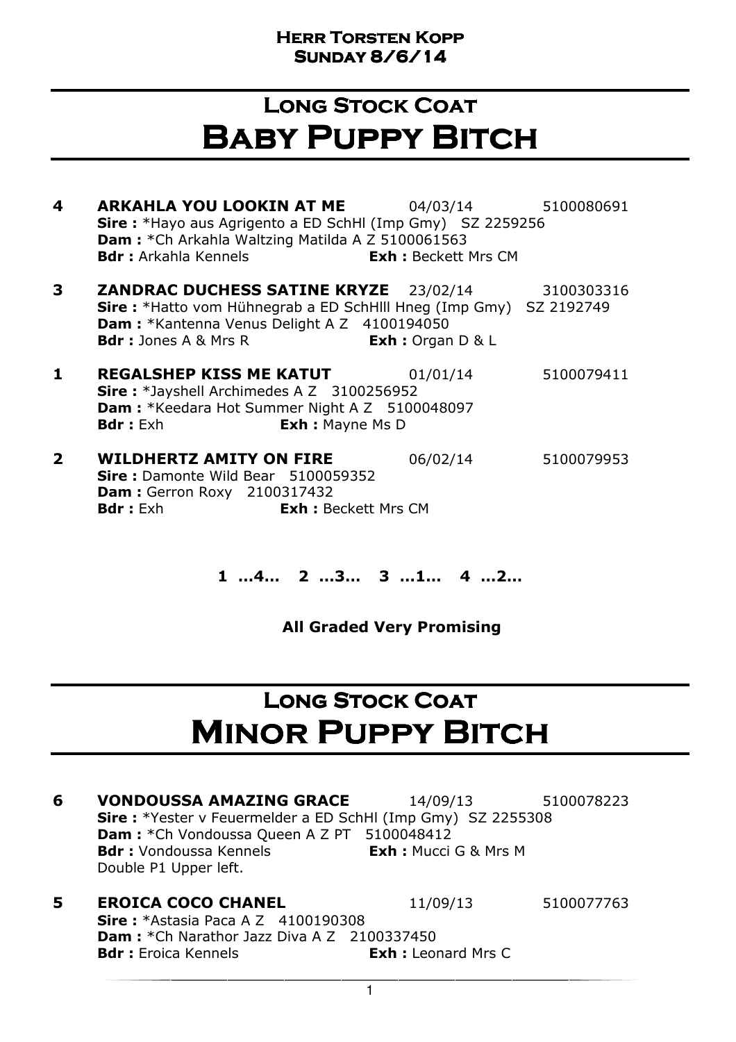**Herr Torsten Kopp**
**Sunday 8/6/14**

# Long Stock Coat
# Baby Puppy Bitch

**4** **ARKAHLA YOU LOOKIN AT ME** 04/03/14 5100080691
**Sire :** *Hayo aus Agrigento a ED SchHl (Imp Gmy) SZ 2259256
**Dam :** *Ch Arkahla Waltzing Matilda A Z 5100061563
**Bdr :** Arkahla Kennels **Exh :** Beckett Mrs CM

**3** **ZANDRAC DUCHESS SATINE KRYZE** 23/02/14 3100303316
**Sire :** *Hatto vom Hühnegrab a ED SchHlll Hneg (Imp Gmy) SZ 2192749
**Dam :** *Kantenna Venus Delight A Z 4100194050
**Bdr :** Jones A & Mrs R **Exh :** Organ D & L

**1** **REGALSHEP KISS ME KATUT** 01/01/14 5100079411
**Sire :** *Jayshell Archimedes A Z 3100256952
**Dam :** *Keedara Hot Summer Night A Z 5100048097
**Bdr :** Exh **Exh :** Mayne Ms D

**2** **WILDHERTZ AMITY ON FIRE** 06/02/14 5100079953
**Sire :** Damonte Wild Bear 5100059352
**Dam :** Gerron Roxy 2100317432
**Bdr :** Exh **Exh :** Beckett Mrs CM

**1 …4… 2 …3… 3 …1… 4 …2…**

**All Graded Very Promising**

# Long Stock Coat
# Minor Puppy Bitch

**6** **VONDOUSSA AMAZING GRACE** 14/09/13 5100078223
**Sire :** *Yester v Feuermelder a ED SchHl (Imp Gmy) SZ 2255308
**Dam :** *Ch Vondoussa Queen A Z PT 5100048412
**Bdr :** Vondoussa Kennels **Exh :** Mucci G & Mrs M
Double P1 Upper left.

**5** **EROICA COCO CHANEL** 11/09/13 5100077763
**Sire :** *Astasia Paca A Z 4100190308
**Dam :** *Ch Narathor Jazz Diva A Z 2100337450
**Bdr :** Eroica Kennels **Exh :** Leonard Mrs C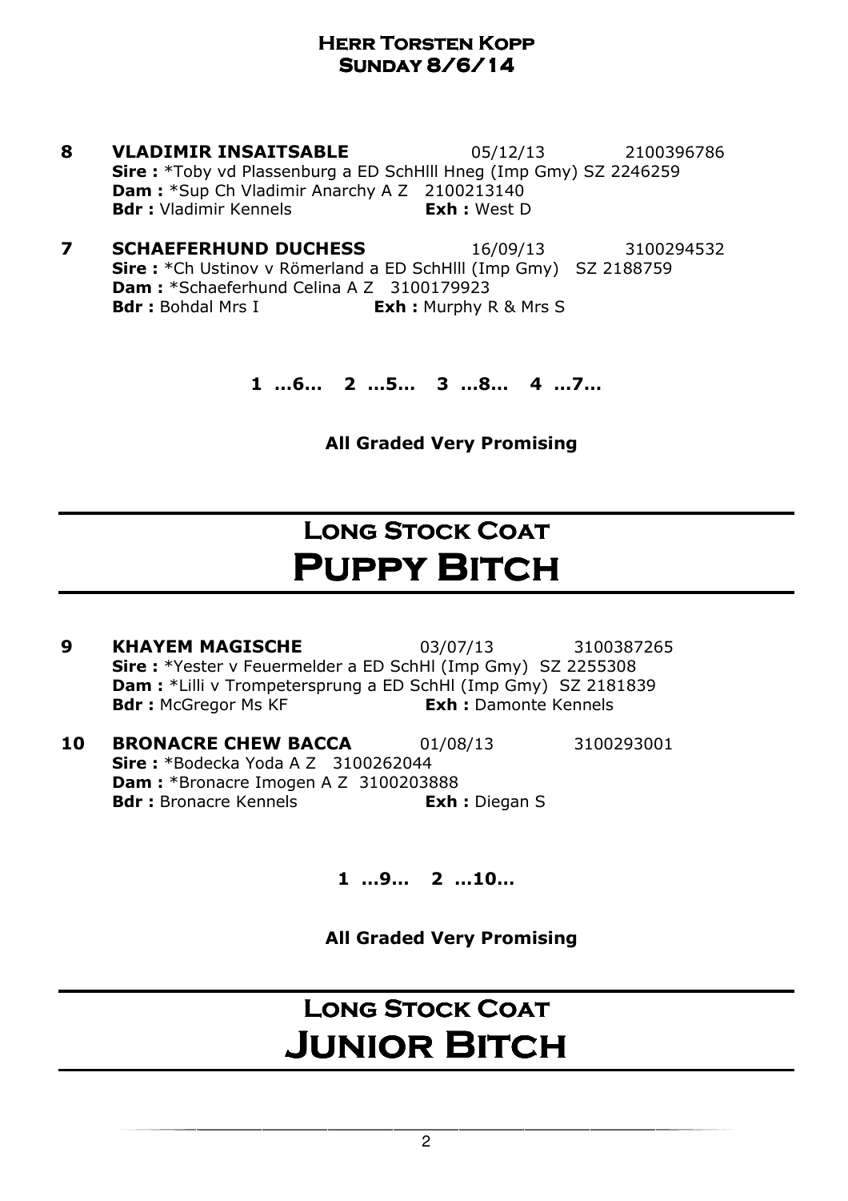**8 VLADIMIR INSAITSABLE** 05/12/13 2100396786
**Sire :** *Toby vd Plassenburg a ED SchHlll Hneg (Imp Gmy) SZ 2246259
**Dam :** *Sup Ch Vladimir Anarchy A Z 2100213140
**Bdr :** Vladimir Kennels **Exh :** West D

**7 SCHAEFERHUND DUCHESS** 16/09/13 3100294532
**Sire :** *Ch Ustinov v Römerland a ED SchHlll (Imp Gmy) SZ 2188759
**Dam :** *Schaeferhund Celina A Z 3100179923
**Bdr :** Bohdal Mrs I **Exh :** Murphy R & Mrs S

**1 …6… 2 …5… 3 …8… 4 …7…**

**All Graded Very Promising**

## Long Stock Coat
# Puppy Bitch

**9 KHAYEM MAGISCHE** 03/07/13 3100387265
**Sire :** *Yester v Feuermelder a ED SchHl (Imp Gmy) SZ 2255308
**Dam :** *Lilli v Trompetersprung a ED SchHl (Imp Gmy) SZ 2181839
**Bdr :** McGregor Ms KF **Exh :** Damonte Kennels

**10 BRONACRE CHEW BACCA** 01/08/13 3100293001
**Sire :** *Bodecka Yoda A Z 3100262044
**Dam :** *Bronacre Imogen A Z 3100203888
**Bdr :** Bronacre Kennels **Exh :** Diegan S

**1 …9… 2 …10…**

**All Graded Very Promising**

## Long Stock Coat
# Junior Bitch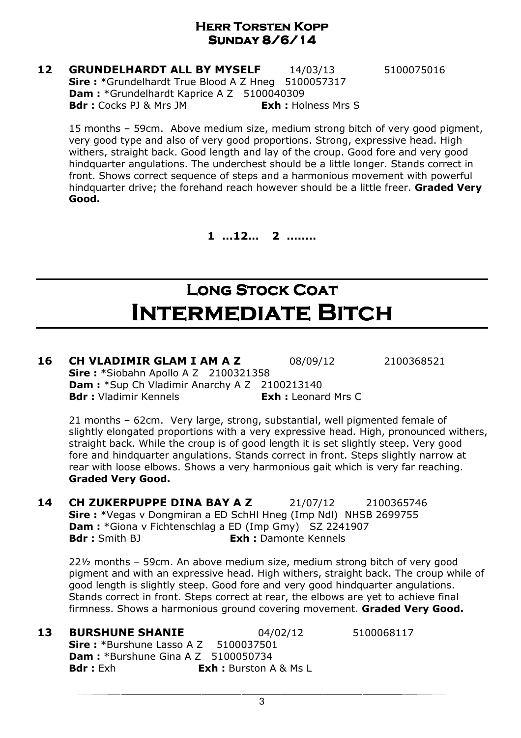## Herr Torsten Kopp
## Sunday 8/6/14

**12 GRUNDELHARDT ALL BY MYSELF** 14/03/13 5100075016
**Sire :** *Grundelhardt True Blood A Z Hneg 5100057317
**Dam :** *Grundelhardt Kaprice A Z 5100040309
**Bdr :** Cocks PJ & Mrs JM **Exh :** Holness Mrs S

15 months – 59cm. Above medium size, medium strong bitch of very good pigment, very good type and also of very good proportions. Strong, expressive head. High withers, straight back. Good length and lay of the croup. Good fore and very good hindquarter angulations. The underchest should be a little longer. Stands correct in front. Shows correct sequence of steps and a harmonious movement with powerful hindquarter drive; the forehand reach however should be a little freer. **Graded Very Good.**

**1 …12… 2 ……..**

# Long Stock Coat
# Intermediate Bitch

**16 CH VLADIMIR GLAM I AM A Z** 08/09/12 2100368521
**Sire :** *Siobahn Apollo A Z 2100321358
**Dam :** *Sup Ch Vladimir Anarchy A Z 2100213140
**Bdr :** Vladimir Kennels **Exh :** Leonard Mrs C

21 months – 62cm. Very large, strong, substantial, well pigmented female of slightly elongated proportions with a very expressive head. High, pronounced withers, straight back. While the croup is of good length it is set slightly steep. Very good fore and hindquarter angulations. Stands correct in front. Steps slightly narrow at rear with loose elbows. Shows a very harmonious gait which is very far reaching. **Graded Very Good.**

**14 CH ZUKERPUPPE DINA BAY A Z** 21/07/12 2100365746
**Sire :** *Vegas v Dongmiran a ED SchHl Hneg (Imp Ndl) NHSB 2699755
**Dam :** *Giona v Fichtenschlag a ED (Imp Gmy) SZ 2241907
**Bdr :** Smith BJ **Exh :** Damonte Kennels

22½ months – 59cm. An above medium size, medium strong bitch of very good pigment and with an expressive head. High withers, straight back. The croup while of good length is slightly steep. Good fore and very good hindquarter angulations. Stands correct in front. Steps correct at rear, the elbows are yet to achieve final firmness. Shows a harmonious ground covering movement. **Graded Very Good.**

**13 BURSHUNE SHANIE** 04/02/12 5100068117
**Sire :** *Burshune Lasso A Z 5100037501
**Dam :** *Burshune Gina A Z 5100050734
**Bdr :** Exh **Exh :** Burston A & Ms L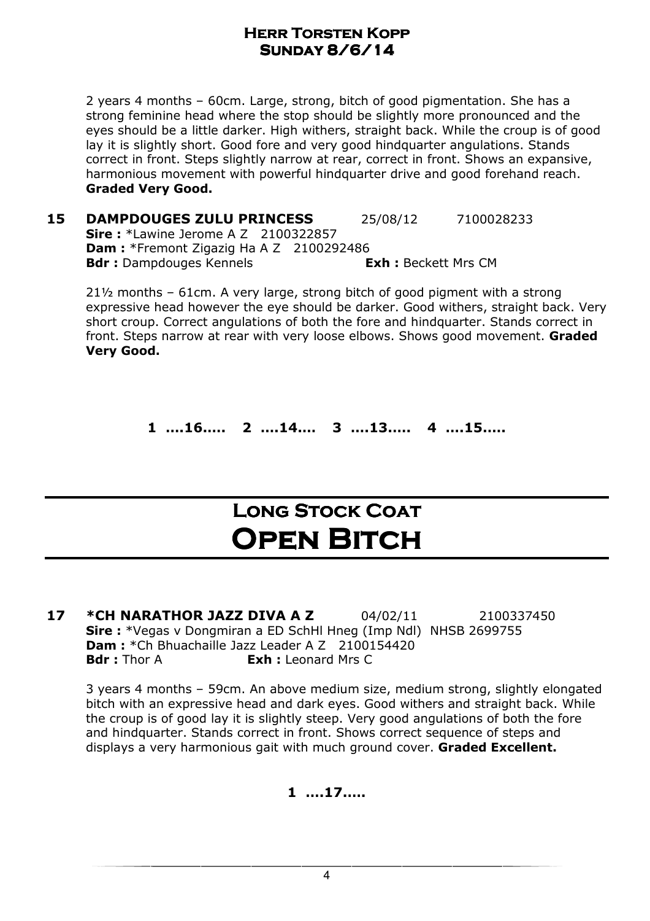2 years 4 months – 60cm. Large, strong, bitch of good pigmentation. She has a strong feminine head where the stop should be slightly more pronounced and the eyes should be a little darker. High withers, straight back. While the croup is of good lay it is slightly short. Good fore and very good hindquarter angulations. Stands correct in front. Steps slightly narrow at rear, correct in front. Shows an expansive, harmonious movement with powerful hindquarter drive and good forehand reach. **Graded Very Good.**

**15 DAMPDOUGES ZULU PRINCESS** 25/08/12 7100028233
**Sire :** *Lawine Jerome A Z 2100322857
**Dam :** *Fremont Zigazig Ha A Z 2100292486
**Bdr :** Dampdouges Kennels **Exh :** Beckett Mrs CM

21½ months – 61cm. A very large, strong bitch of good pigment with a strong expressive head however the eye should be darker. Good withers, straight back. Very short croup. Correct angulations of both the fore and hindquarter. Stands correct in front. Steps narrow at rear with very loose elbows. Shows good movement. **Graded Very Good.**

**1 ....16..... 2 ....14.... 3 ....13..... 4 ....15.....**

# Long Stock Coat
# Open Bitch

**17 *CH NARATHOR JAZZ DIVA A Z** 04/02/11 2100337450
**Sire :** *Vegas v Dongmiran a ED SchHl Hneg (Imp Ndl) NHSB 2699755
**Dam :** *Ch Bhuachaille Jazz Leader A Z 2100154420
**Bdr :** Thor A **Exh :** Leonard Mrs C

3 years 4 months – 59cm. An above medium size, medium strong, slightly elongated bitch with an expressive head and dark eyes. Good withers and straight back. While the croup is of good lay it is slightly steep. Very good angulations of both the fore and hindquarter. Stands correct in front. Shows correct sequence of steps and displays a very harmonious gait with much ground cover. **Graded Excellent.**

**1 ....17.....**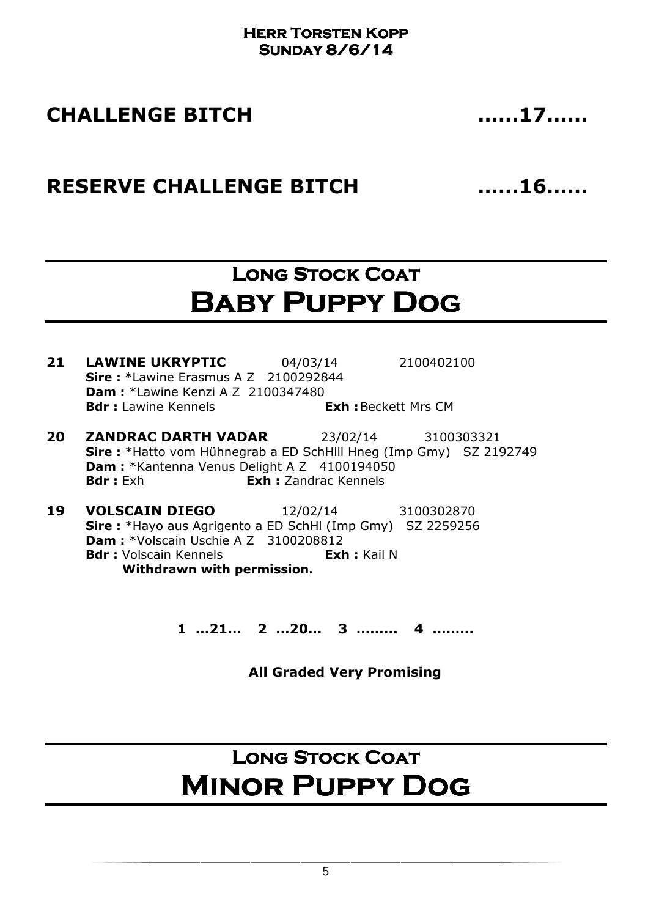**Herr Torsten Kopp**
**Sunday 8/6/14**

## CHALLENGE BITCH ......17......

## RESERVE CHALLENGE BITCH ......16......

# Long Stock Coat
# Baby Puppy Dog

**21 LAWINE UKRYPTIC** 04/03/14 2100402100
**Sire :** *Lawine Erasmus A Z 2100292844
**Dam :** *Lawine Kenzi A Z 2100347480
**Bdr :** Lawine Kennels **Exh :** Beckett Mrs CM

**20 ZANDRAC DARTH VADAR** 23/02/14 3100303321
**Sire :** *Hatto vom Hühnegrab a ED SchHlll Hneg (Imp Gmy) SZ 2192749
**Dam :** *Kantenna Venus Delight A Z 4100194050
**Bdr :** Exh **Exh :** Zandrac Kennels

**19 VOLSCAIN DIEGO** 12/02/14 3100302870
**Sire :** *Hayo aus Agrigento a ED SchHl (Imp Gmy) SZ 2259256
**Dam :** *Volscain Uschie A Z 3100208812
**Bdr :** Volscain Kennels **Exh :** Kail N
**Withdrawn with permission.**

**1 …21… 2 …20… 3 ……… 4 ………**

**All Graded Very Promising**

# Long Stock Coat
# Minor Puppy Dog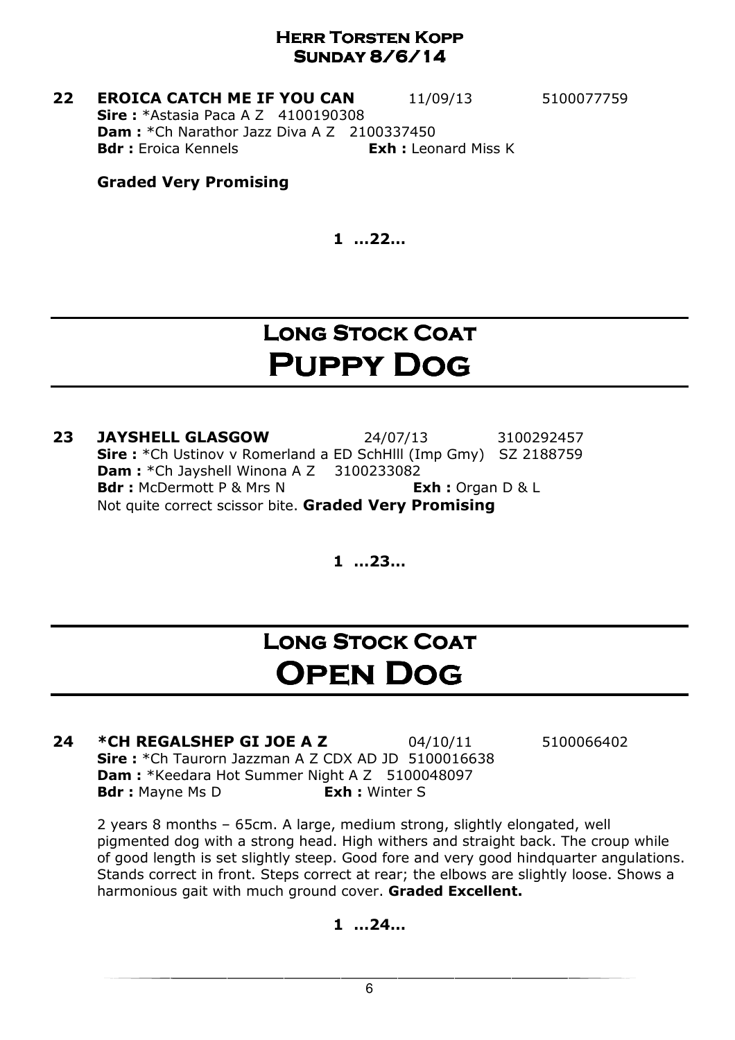**Herr Torsten Kopp**
**Sunday 8/6/14**

**22 EROICA CATCH ME IF YOU CAN** 11/09/13 5100077759
**Sire :** *Astasia Paca A Z 4100190308
**Dam :** *Ch Narathor Jazz Diva A Z 2100337450
**Bdr :** Eroica Kennels **Exh :** Leonard Miss K

**Graded Very Promising**

**1 ...22...**

# Long Stock Coat
# Puppy Dog

**23 JAYSHELL GLASGOW** 24/07/13 3100292457
**Sire :** *Ch Ustinov v Romerland a ED SchHlll (Imp Gmy) SZ 2188759
**Dam :** *Ch Jayshell Winona A Z 3100233082
**Bdr :** McDermott P & Mrs N **Exh :** Organ D & L
Not quite correct scissor bite. **Graded Very Promising**

**1 ...23...**

# Long Stock Coat
# Open Dog

**24 *CH REGALSHEP GI JOE A Z** 04/10/11 5100066402
**Sire :** *Ch Taurorn Jazzman A Z CDX AD JD 5100016638
**Dam :** *Keedara Hot Summer Night A Z 5100048097
**Bdr :** Mayne Ms D **Exh :** Winter S

2 years 8 months – 65cm. A large, medium strong, slightly elongated, well pigmented dog with a strong head. High withers and straight back. The croup while of good length is set slightly steep. Good fore and very good hindquarter angulations. Stands correct in front. Steps correct at rear; the elbows are slightly loose. Shows a harmonious gait with much ground cover. **Graded Excellent.**

**1 ...24...**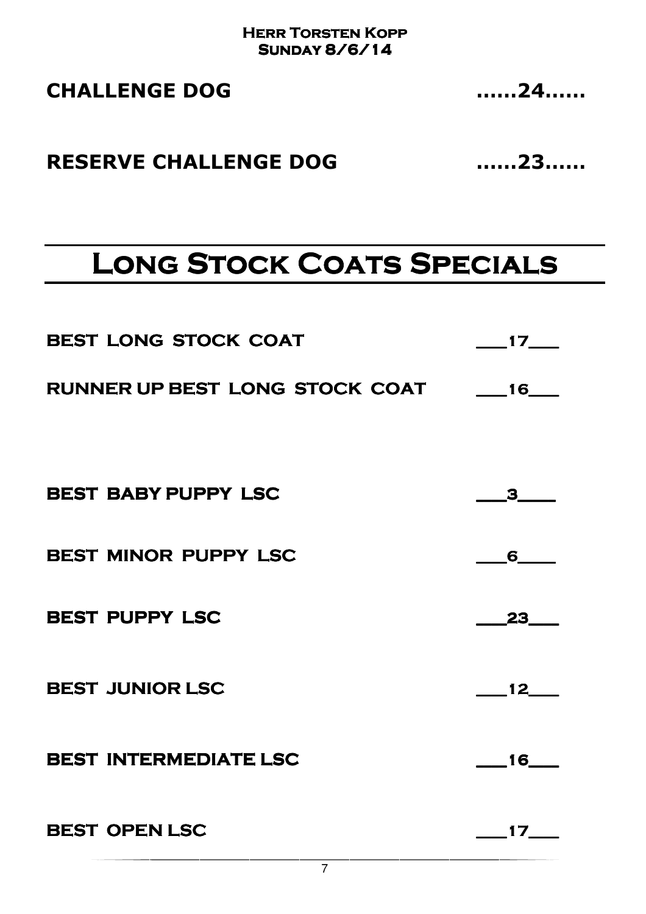**Herr Torsten Kopp**
**Sunday 8/6/14**

**CHALLENGE DOG** ......24......

**RESERVE CHALLENGE DOG** ......23......

# Long Stock Coats Specials

**BEST LONG STOCK COAT** ___17___

**RUNNER UP BEST LONG STOCK COAT** ___16___

**BEST BABY PUPPY LSC** ___3___

**BEST MINOR PUPPY LSC** ___6___

**BEST PUPPY LSC** ___23___

**BEST JUNIOR LSC** ___12___

**BEST INTERMEDIATE LSC** ___16___

**BEST OPEN LSC** ___17___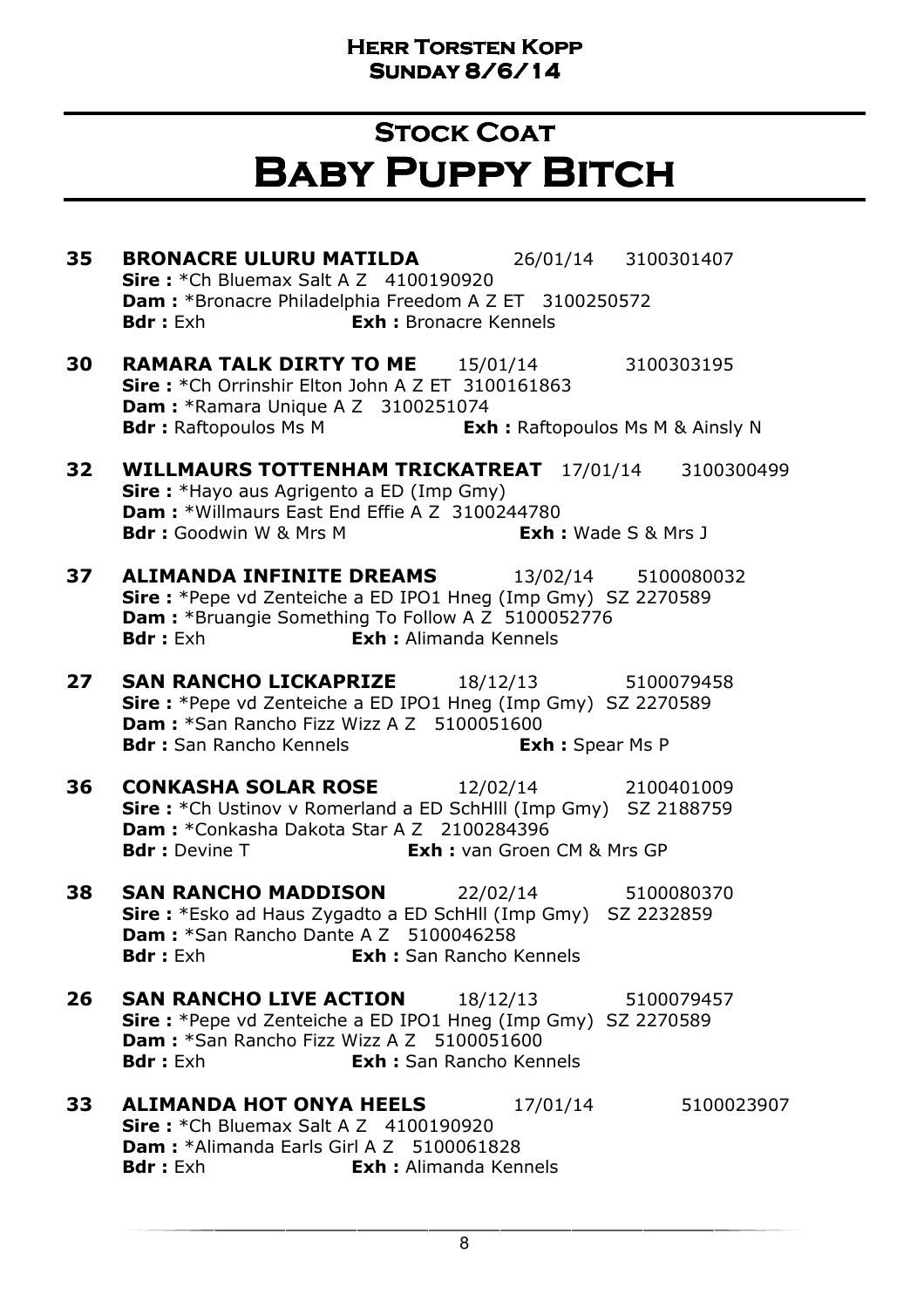**Herr Torsten Kopp**
**Sunday 8/6/14**

# Stock Coat
# Baby Puppy Bitch

**35** **BRONACRE ULURU MATILDA** 26/01/14 3100301407
**Sire :** *Ch Bluemax Salt A Z 4100190920
**Dam :** *Bronacre Philadelphia Freedom A Z ET 3100250572
**Bdr :** Exh **Exh :** Bronacre Kennels

**30** **RAMARA TALK DIRTY TO ME** 15/01/14 3100303195
**Sire :** *Ch Orrinshir Elton John A Z ET 3100161863
**Dam :** *Ramara Unique A Z 3100251074
**Bdr :** Raftopoulos Ms M **Exh :** Raftopoulos Ms M & Ainsly N

**32** **WILLMAURS TOTTENHAM TRICKATREAT** 17/01/14 3100300499
**Sire :** *Hayo aus Agrigento a ED (Imp Gmy)
**Dam :** *Willmaurs East End Effie A Z 3100244780
**Bdr :** Goodwin W & Mrs M **Exh :** Wade S & Mrs J

**37** **ALIMANDA INFINITE DREAMS** 13/02/14 5100080032
**Sire :** *Pepe vd Zenteiche a ED IPO1 Hneg (Imp Gmy) SZ 2270589
**Dam :** *Bruangie Something To Follow A Z 5100052776
**Bdr :** Exh **Exh :** Alimanda Kennels

**27** **SAN RANCHO LICKAPRIZE** 18/12/13 5100079458
**Sire :** *Pepe vd Zenteiche a ED IPO1 Hneg (Imp Gmy) SZ 2270589
**Dam :** *San Rancho Fizz Wizz A Z 5100051600
**Bdr :** San Rancho Kennels **Exh :** Spear Ms P

**36** **CONKASHA SOLAR ROSE** 12/02/14 2100401009
**Sire :** *Ch Ustinov v Romerland a ED SchHlll (Imp Gmy) SZ 2188759
**Dam :** *Conkasha Dakota Star A Z 2100284396
**Bdr :** Devine T **Exh :** van Groen CM & Mrs GP

**38** **SAN RANCHO MADDISON** 22/02/14 5100080370
**Sire :** *Esko ad Haus Zygadto a ED SchHll (Imp Gmy) SZ 2232859
**Dam :** *San Rancho Dante A Z 5100046258
**Bdr :** Exh **Exh :** San Rancho Kennels

**26** **SAN RANCHO LIVE ACTION** 18/12/13 5100079457
**Sire :** *Pepe vd Zenteiche a ED IPO1 Hneg (Imp Gmy) SZ 2270589
**Dam :** *San Rancho Fizz Wizz A Z 5100051600
**Bdr :** Exh **Exh :** San Rancho Kennels

**33** **ALIMANDA HOT ONYA HEELS** 17/01/14 5100023907
**Sire :** *Ch Bluemax Salt A Z 4100190920
**Dam :** *Alimanda Earls Girl A Z 5100061828
**Bdr :** Exh **Exh :** Alimanda Kennels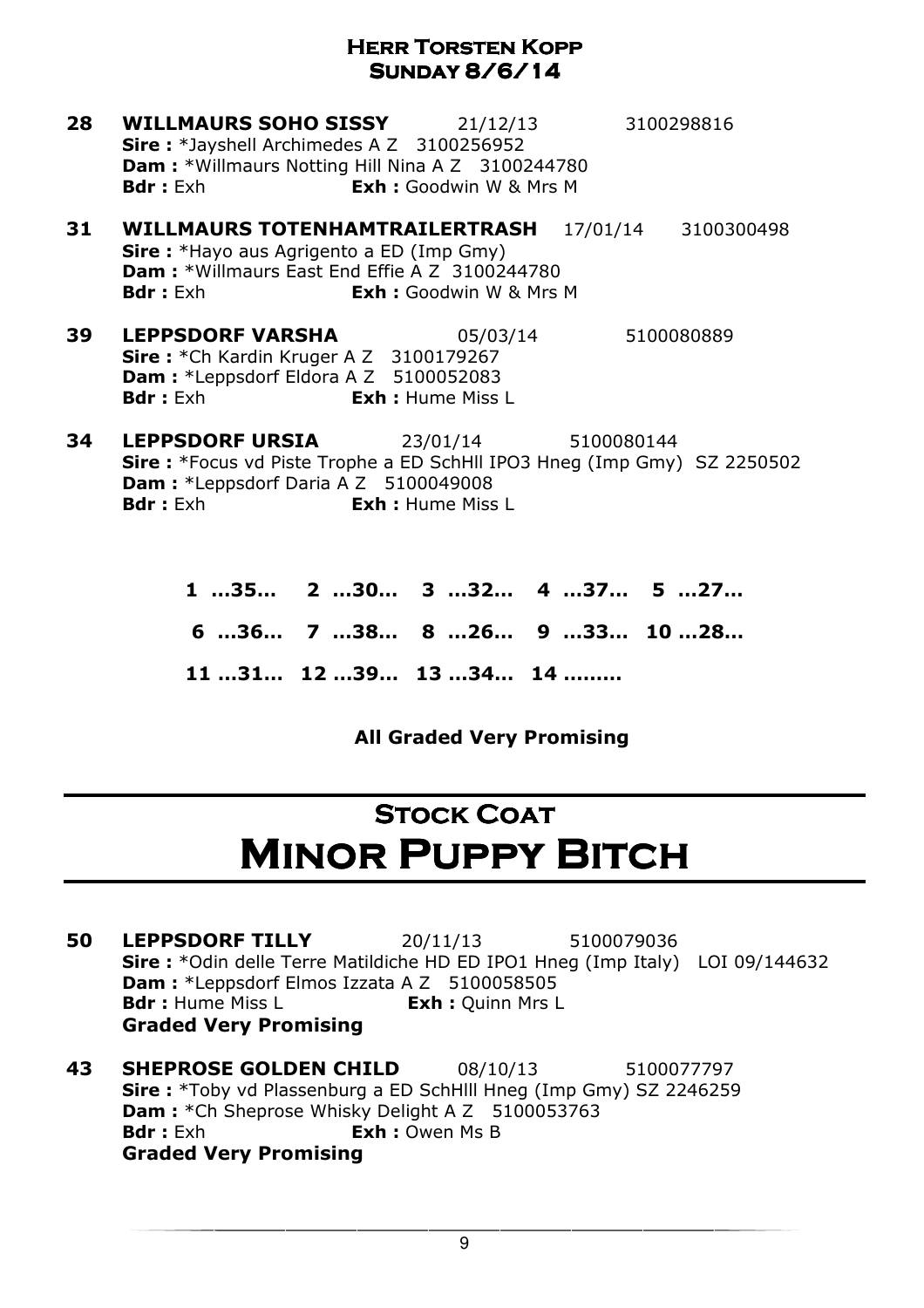**Herr Torsten Kopp**
**Sunday 8/6/14**

**28 WILLMAURS SOHO SISSY** 21/12/13 3100298816
**Sire :** *Jayshell Archimedes A Z 3100256952
**Dam :** *Willmaurs Notting Hill Nina A Z 3100244780
**Bdr :** Exh **Exh :** Goodwin W & Mrs M

**31 WILLMAURS TOTENHAMTRAILERTRASH** 17/01/14 3100300498
**Sire :** *Hayo aus Agrigento a ED (Imp Gmy)
**Dam :** *Willmaurs East End Effie A Z 3100244780
**Bdr :** Exh **Exh :** Goodwin W & Mrs M

**39 LEPPSDORF VARSHA** 05/03/14 5100080889
**Sire :** *Ch Kardin Kruger A Z 3100179267
**Dam :** *Leppsdorf Eldora A Z 5100052083
**Bdr :** Exh **Exh :** Hume Miss L

**34 LEPPSDORF URSIA** 23/01/14 5100080144
**Sire :** *Focus vd Piste Trophe a ED SchHll IPO3 Hneg (Imp Gmy) SZ 2250502
**Dam :** *Leppsdorf Daria A Z 5100049008
**Bdr :** Exh **Exh :** Hume Miss L

**1 …35… 2 …30… 3 …32… 4 …37… 5 …27…**

**6 …36… 7 …38… 8 …26… 9 …33… 10 …28…**

**11 …31… 12 …39… 13 …34… 14 ………**

**All Graded Very Promising**

## Stock Coat
# Minor Puppy Bitch

**50 LEPPSDORF TILLY** 20/11/13 5100079036
**Sire :** *Odin delle Terre Matildiche HD ED IPO1 Hneg (Imp Italy) LOI 09/144632
**Dam :** *Leppsdorf Elmos Izzata A Z 5100058505
**Bdr :** Hume Miss L **Exh :** Quinn Mrs L
**Graded Very Promising**

**43 SHEPROSE GOLDEN CHILD** 08/10/13 5100077797
**Sire :** *Toby vd Plassenburg a ED SchHlll Hneg (Imp Gmy) SZ 2246259
**Dam :** *Ch Sheprose Whisky Delight A Z 5100053763
**Bdr :** Exh **Exh :** Owen Ms B
**Graded Very Promising**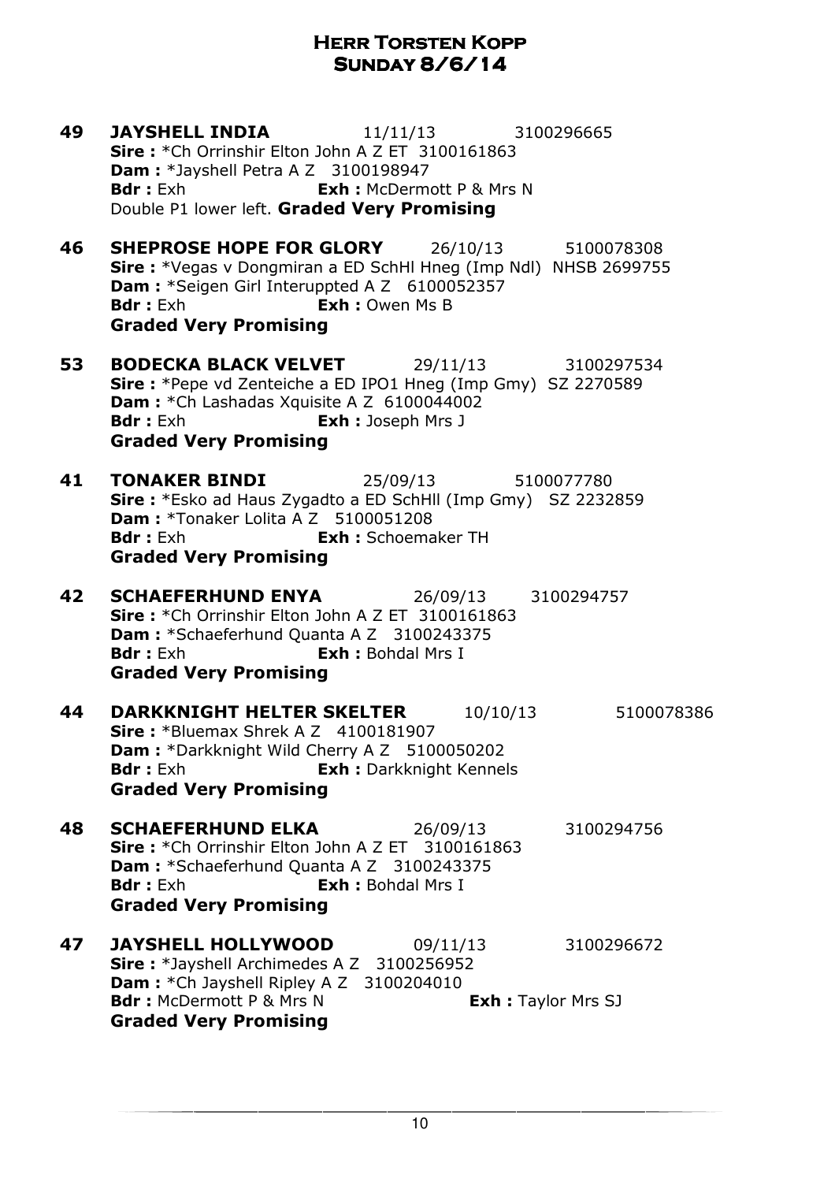# Herr Torsten Kopp
## Sunday 8/6/14

**49 JAYSHELL INDIA** 11/11/13 3100296665
**Sire :** *Ch Orrinshir Elton John A Z ET 3100161863
**Dam :** *Jayshell Petra A Z 3100198947
**Bdr :** Exh **Exh :** McDermott P & Mrs N
Double P1 lower left. **Graded Very Promising**

**46 SHEPROSE HOPE FOR GLORY** 26/10/13 5100078308
**Sire :** *Vegas v Dongmiran a ED SchHl Hneg (Imp Ndl) NHSB 2699755
**Dam :** *Seigen Girl Interuppted A Z 6100052357
**Bdr :** Exh **Exh :** Owen Ms B
**Graded Very Promising**

**53 BODECKA BLACK VELVET** 29/11/13 3100297534
**Sire :** *Pepe vd Zenteiche a ED IPO1 Hneg (Imp Gmy) SZ 2270589
**Dam :** *Ch Lashadas Xquisite A Z 6100044002
**Bdr :** Exh **Exh :** Joseph Mrs J
**Graded Very Promising**

**41 TONAKER BINDI** 25/09/13 5100077780
**Sire :** *Esko ad Haus Zygadto a ED SchHll (Imp Gmy) SZ 2232859
**Dam :** *Tonaker Lolita A Z 5100051208
**Bdr :** Exh **Exh :** Schoemaker TH
**Graded Very Promising**

**42 SCHAEFERHUND ENYA** 26/09/13 3100294757
**Sire :** *Ch Orrinshir Elton John A Z ET 3100161863
**Dam :** *Schaeferhund Quanta A Z 3100243375
**Bdr :** Exh **Exh :** Bohdal Mrs I
**Graded Very Promising**

**44 DARKKNIGHT HELTER SKELTER** 10/10/13 5100078386
**Sire :** *Bluemax Shrek A Z 4100181907
**Dam :** *Darkknight Wild Cherry A Z 5100050202
**Bdr :** Exh **Exh :** Darkknight Kennels
**Graded Very Promising**

**48 SCHAEFERHUND ELKA** 26/09/13 3100294756
**Sire :** *Ch Orrinshir Elton John A Z ET 3100161863
**Dam :** *Schaeferhund Quanta A Z 3100243375
**Bdr :** Exh **Exh :** Bohdal Mrs I
**Graded Very Promising**

**47 JAYSHELL HOLLYWOOD** 09/11/13 3100296672
**Sire :** *Jayshell Archimedes A Z 3100256952
**Dam :** *Ch Jayshell Ripley A Z 3100204010
**Bdr :** McDermott P & Mrs N **Exh :** Taylor Mrs SJ
**Graded Very Promising**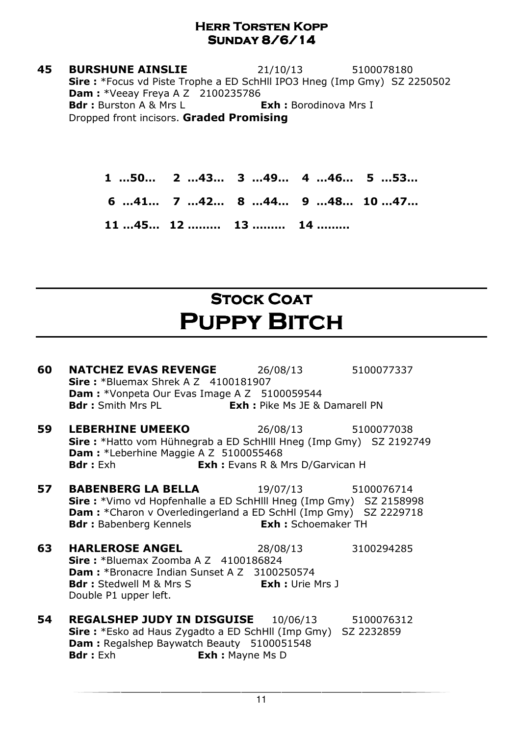**45 BURSHUNE AINSLIE** 21/10/13 5100078180
**Sire :** *Focus vd Piste Trophe a ED SchHll IPO3 Hneg (Imp Gmy) SZ 2250502
**Dam :** *Veeay Freya A Z 2100235786
**Bdr :** Burston A & Mrs L **Exh :** Borodinova Mrs I
Dropped front incisors. **Graded Promising**

**1 …50… 2 …43… 3 …49… 4 …46… 5 …53…**

**6 …41… 7 …42… 8 …44… 9 …48… 10 …47…**

**11 …45… 12 ……… 13 ……… 14 ………**

## STOCK COAT

# PUPPY BITCH

**60 NATCHEZ EVAS REVENGE** 26/08/13 5100077337
**Sire :** *Bluemax Shrek A Z 4100181907
**Dam :** *Vonpeta Our Evas Image A Z 5100059544
**Bdr :** Smith Mrs PL **Exh :** Pike Ms JE & Damarell PN

**59 LEBERHINE UMEEKO** 26/08/13 5100077038
**Sire :** *Hatto vom Hühnegrab a ED SchHlll Hneg (Imp Gmy) SZ 2192749
**Dam :** *Leberhine Maggie A Z 5100055468
**Bdr :** Exh **Exh :** Evans R & Mrs D/Garvican H

**57 BABENBERG LA BELLA** 19/07/13 5100076714
**Sire :** *Vimo vd Hopfenhalle a ED SchHlll Hneg (Imp Gmy) SZ 2158998
**Dam :** *Charon v Overledingerland a ED SchHl (Imp Gmy) SZ 2229718
**Bdr :** Babenberg Kennels **Exh :** Schoemaker TH

**63 HARLEROSE ANGEL** 28/08/13 3100294285
**Sire :** *Bluemax Zoomba A Z 4100186824
**Dam :** *Bronacre Indian Sunset A Z 3100250574
**Bdr :** Stedwell M & Mrs S **Exh :** Urie Mrs J
Double P1 upper left.

**54 REGALSHEP JUDY IN DISGUISE** 10/06/13 5100076312
**Sire :** *Esko ad Haus Zygadto a ED SchHll (Imp Gmy) SZ 2232859
**Dam :** Regalshep Baywatch Beauty 5100051548
**Bdr :** Exh **Exh :** Mayne Ms D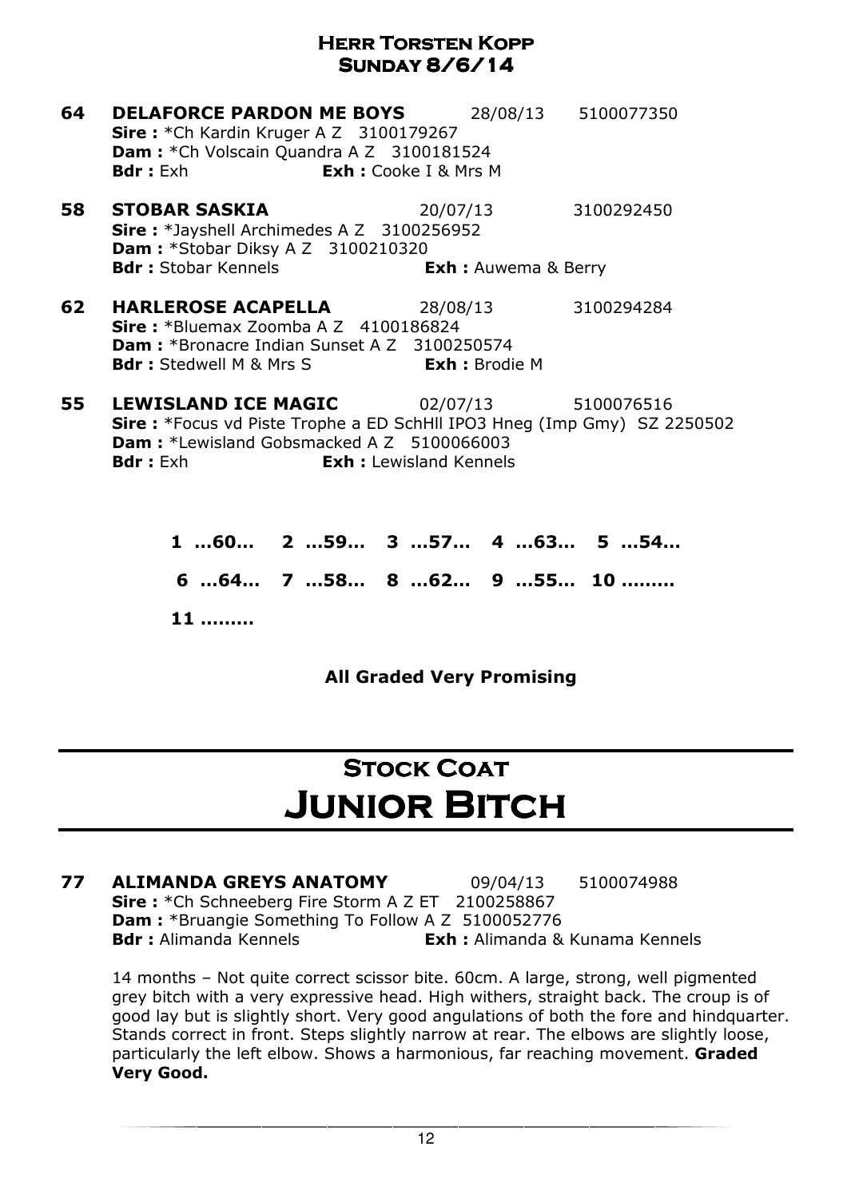## Herr Torsten Kopp
## Sunday 8/6/14

**64 DELAFORCE PARDON ME BOYS** 28/08/13 5100077350
**Sire :** *Ch Kardin Kruger A Z 3100179267
**Dam :** *Ch Volscain Quandra A Z 3100181524
**Bdr :** Exh **Exh :** Cooke I & Mrs M

**58 STOBAR SASKIA** 20/07/13 3100292450
**Sire :** *Jayshell Archimedes A Z 3100256952
**Dam :** *Stobar Diksy A Z 3100210320
**Bdr :** Stobar Kennels **Exh :** Auwema & Berry

**62 HARLEROSE ACAPELLA** 28/08/13 3100294284
**Sire :** *Bluemax Zoomba A Z 4100186824
**Dam :** *Bronacre Indian Sunset A Z 3100250574
**Bdr :** Stedwell M & Mrs S **Exh :** Brodie M

**55 LEWISLAND ICE MAGIC** 02/07/13 5100076516
**Sire :** *Focus vd Piste Trophe a ED SchHll IPO3 Hneg (Imp Gmy) SZ 2250502
**Dam :** *Lewisland Gobsmacked A Z 5100066003
**Bdr :** Exh **Exh :** Lewisland Kennels

**1 …60… 2 …59… 3 …57… 4 …63… 5 …54…**

**6 …64… 7 …58… 8 …62… 9 …55… 10 ………**

**11 ………**

**All Graded Very Promising**

# Stock Coat
# Junior Bitch

**77 ALIMANDA GREYS ANATOMY** 09/04/13 5100074988
**Sire :** *Ch Schneeberg Fire Storm A Z ET 2100258867
**Dam :** *Bruangie Something To Follow A Z 5100052776
**Bdr :** Alimanda Kennels **Exh :** Alimanda & Kunama Kennels

14 months – Not quite correct scissor bite. 60cm. A large, strong, well pigmented grey bitch with a very expressive head. High withers, straight back. The croup is of good lay but is slightly short. Very good angulations of both the fore and hindquarter. Stands correct in front. Steps slightly narrow at rear. The elbows are slightly loose, particularly the left elbow. Shows a harmonious, far reaching movement. **Graded Very Good.**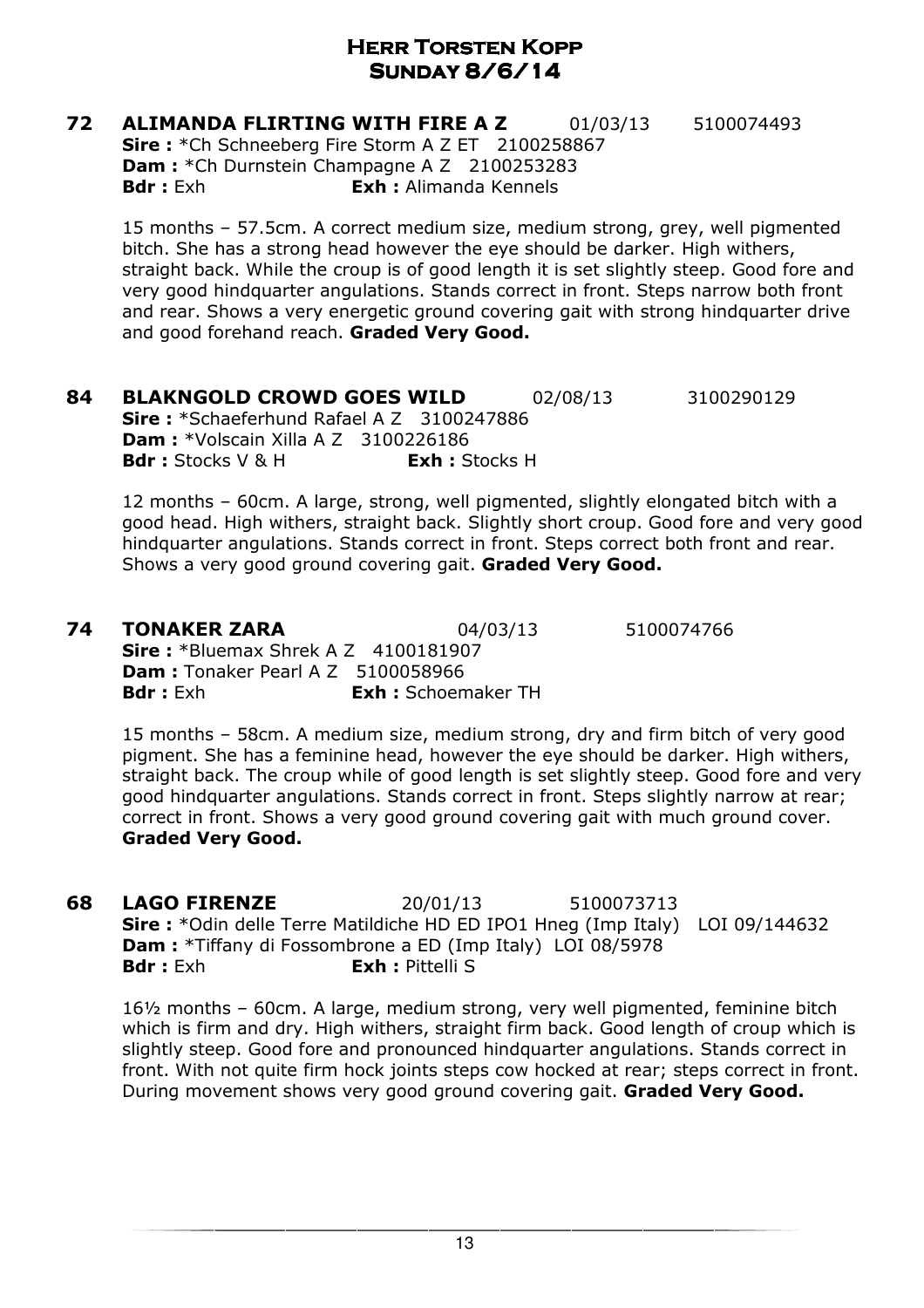# Herr Torsten Kopp
## Sunday 8/6/14

**72 ALIMANDA FLIRTING WITH FIRE A Z** 01/03/13 5100074493
**Sire :** *Ch Schneeberg Fire Storm A Z ET 2100258867
**Dam :** *Ch Durnstein Champagne A Z 2100253283
**Bdr :** Exh **Exh :** Alimanda Kennels

15 months – 57.5cm. A correct medium size, medium strong, grey, well pigmented bitch. She has a strong head however the eye should be darker. High withers, straight back. While the croup is of good length it is set slightly steep. Good fore and very good hindquarter angulations. Stands correct in front. Steps narrow both front and rear. Shows a very energetic ground covering gait with strong hindquarter drive and good forehand reach. **Graded Very Good.**

**84 BLAKNGOLD CROWD GOES WILD** 02/08/13 3100290129
**Sire :** *Schaeferhund Rafael A Z 3100247886
**Dam :** *Volscain Xilla A Z 3100226186
**Bdr :** Stocks V & H **Exh :** Stocks H

12 months – 60cm. A large, strong, well pigmented, slightly elongated bitch with a good head. High withers, straight back. Slightly short croup. Good fore and very good hindquarter angulations. Stands correct in front. Steps correct both front and rear. Shows a very good ground covering gait. **Graded Very Good.**

**74 TONAKER ZARA** 04/03/13 5100074766
**Sire :** *Bluemax Shrek A Z 4100181907
**Dam :** Tonaker Pearl A Z 5100058966
**Bdr :** Exh **Exh :** Schoemaker TH

15 months – 58cm. A medium size, medium strong, dry and firm bitch of very good pigment. She has a feminine head, however the eye should be darker. High withers, straight back. The croup while of good length is set slightly steep. Good fore and very good hindquarter angulations. Stands correct in front. Steps slightly narrow at rear; correct in front. Shows a very good ground covering gait with much ground cover. **Graded Very Good.**

**68 LAGO FIRENZE** 20/01/13 5100073713
**Sire :** *Odin delle Terre Matildiche HD ED IPO1 Hneg (Imp Italy) LOI 09/144632
**Dam :** *Tiffany di Fossombrone a ED (Imp Italy) LOI 08/5978
**Bdr :** Exh **Exh :** Pittelli S

16½ months – 60cm. A large, medium strong, very well pigmented, feminine bitch which is firm and dry. High withers, straight firm back. Good length of croup which is slightly steep. Good fore and pronounced hindquarter angulations. Stands correct in front. With not quite firm hock joints steps cow hocked at rear; steps correct in front. During movement shows very good ground covering gait. **Graded Very Good.**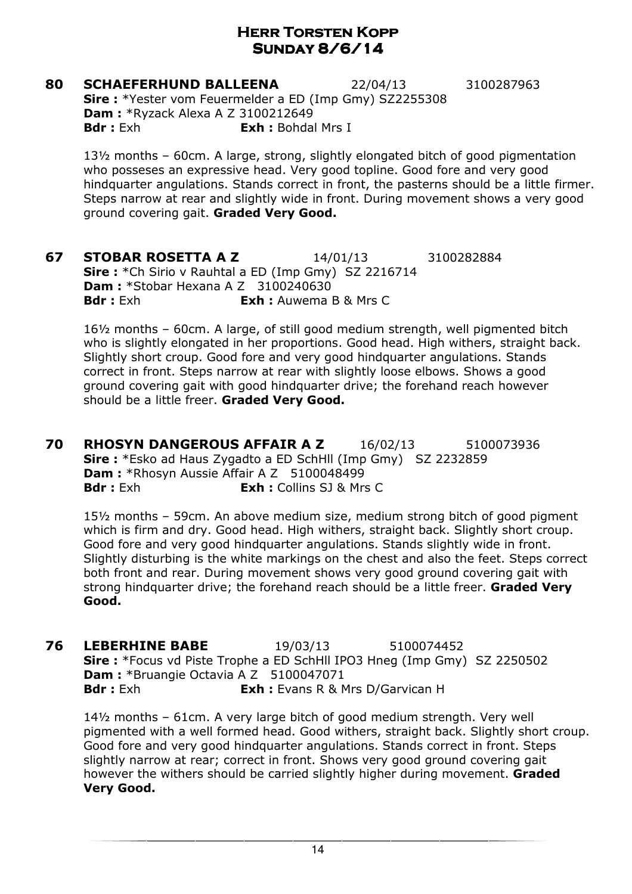# Herr Torsten Kopp
## Sunday 8/6/14

**80 SCHAEFERHUND BALLEENA** 22/04/13 3100287963
**Sire :** *Yester vom Feuermelder a ED (Imp Gmy) SZ2255308
**Dam :** *Ryzack Alexa A Z 3100212649
**Bdr :** Exh **Exh :** Bohdal Mrs I

13½ months – 60cm. A large, strong, slightly elongated bitch of good pigmentation who posseses an expressive head. Very good topline. Good fore and very good hindquarter angulations. Stands correct in front, the pasterns should be a little firmer. Steps narrow at rear and slightly wide in front. During movement shows a very good ground covering gait. **Graded Very Good.**

**67 STOBAR ROSETTA A Z** 14/01/13 3100282884
**Sire :** *Ch Sirio v Rauhtal a ED (Imp Gmy) SZ 2216714
**Dam :** *Stobar Hexana A Z 3100240630
**Bdr :** Exh **Exh :** Auwema B & Mrs C

16½ months – 60cm. A large, of still good medium strength, well pigmented bitch who is slightly elongated in her proportions. Good head. High withers, straight back. Slightly short croup. Good fore and very good hindquarter angulations. Stands correct in front. Steps narrow at rear with slightly loose elbows. Shows a good ground covering gait with good hindquarter drive; the forehand reach however should be a little freer. **Graded Very Good.**

**70 RHOSYN DANGEROUS AFFAIR A Z** 16/02/13 5100073936
**Sire :** *Esko ad Haus Zygadto a ED SchHll (Imp Gmy) SZ 2232859
**Dam :** *Rhosyn Aussie Affair A Z 5100048499
**Bdr :** Exh **Exh :** Collins SJ & Mrs C

15½ months – 59cm. An above medium size, medium strong bitch of good pigment which is firm and dry. Good head. High withers, straight back. Slightly short croup. Good fore and very good hindquarter angulations. Stands slightly wide in front. Slightly disturbing is the white markings on the chest and also the feet. Steps correct both front and rear. During movement shows very good ground covering gait with strong hindquarter drive; the forehand reach should be a little freer. **Graded Very Good.**

**76 LEBERHINE BABE** 19/03/13 5100074452
**Sire :** *Focus vd Piste Trophe a ED SchHll IPO3 Hneg (Imp Gmy) SZ 2250502
**Dam :** *Bruangie Octavia A Z 5100047071
**Bdr :** Exh **Exh :** Evans R & Mrs D/Garvican H

14½ months – 61cm. A very large bitch of good medium strength. Very well pigmented with a well formed head. Good withers, straight back. Slightly short croup. Good fore and very good hindquarter angulations. Stands correct in front. Steps slightly narrow at rear; correct in front. Shows very good ground covering gait however the withers should be carried slightly higher during movement. **Graded Very Good.**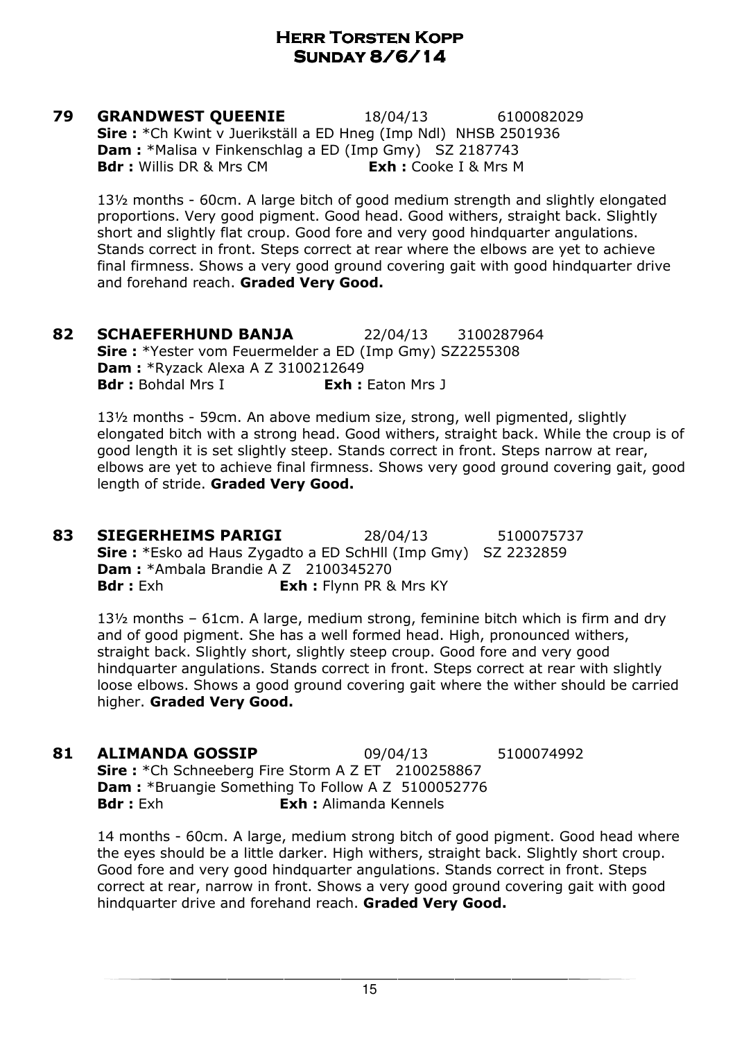# Herr Torsten Kopp
## Sunday 8/6/14

**79 GRANDWEST QUEENIE** 18/04/13 6100082029
**Sire :** *Ch Kwint v Juerikställ a ED Hneg (Imp Ndl) NHSB 2501936
**Dam :** *Malisa v Finkenschlag a ED (Imp Gmy) SZ 2187743
**Bdr :** Willis DR & Mrs CM **Exh :** Cooke I & Mrs M

13½ months - 60cm. A large bitch of good medium strength and slightly elongated proportions. Very good pigment. Good head. Good withers, straight back. Slightly short and slightly flat croup. Good fore and very good hindquarter angulations. Stands correct in front. Steps correct at rear where the elbows are yet to achieve final firmness. Shows a very good ground covering gait with good hindquarter drive and forehand reach. **Graded Very Good.**

**82 SCHAEFERHUND BANJA** 22/04/13 3100287964
**Sire :** *Yester vom Feuermelder a ED (Imp Gmy) SZ2255308
**Dam :** *Ryzack Alexa A Z 3100212649
**Bdr :** Bohdal Mrs I **Exh :** Eaton Mrs J

13½ months - 59cm. An above medium size, strong, well pigmented, slightly elongated bitch with a strong head. Good withers, straight back. While the croup is of good length it is set slightly steep. Stands correct in front. Steps narrow at rear, elbows are yet to achieve final firmness. Shows very good ground covering gait, good length of stride. **Graded Very Good.**

**83 SIEGERHEIMS PARIGI** 28/04/13 5100075737
**Sire :** *Esko ad Haus Zygadto a ED SchHll (Imp Gmy) SZ 2232859
**Dam :** *Ambala Brandie A Z 2100345270
**Bdr :** Exh **Exh :** Flynn PR & Mrs KY

13½ months – 61cm. A large, medium strong, feminine bitch which is firm and dry and of good pigment. She has a well formed head. High, pronounced withers, straight back. Slightly short, slightly steep croup. Good fore and very good hindquarter angulations. Stands correct in front. Steps correct at rear with slightly loose elbows. Shows a good ground covering gait where the wither should be carried higher. **Graded Very Good.**

**81 ALIMANDA GOSSIP** 09/04/13 5100074992
**Sire :** *Ch Schneeberg Fire Storm A Z ET 2100258867
**Dam :** *Bruangie Something To Follow A Z 5100052776
**Bdr :** Exh **Exh :** Alimanda Kennels

14 months - 60cm. A large, medium strong bitch of good pigment. Good head where the eyes should be a little darker. High withers, straight back. Slightly short croup. Good fore and very good hindquarter angulations. Stands correct in front. Steps correct at rear, narrow in front. Shows a very good ground covering gait with good hindquarter drive and forehand reach. **Graded Very Good.**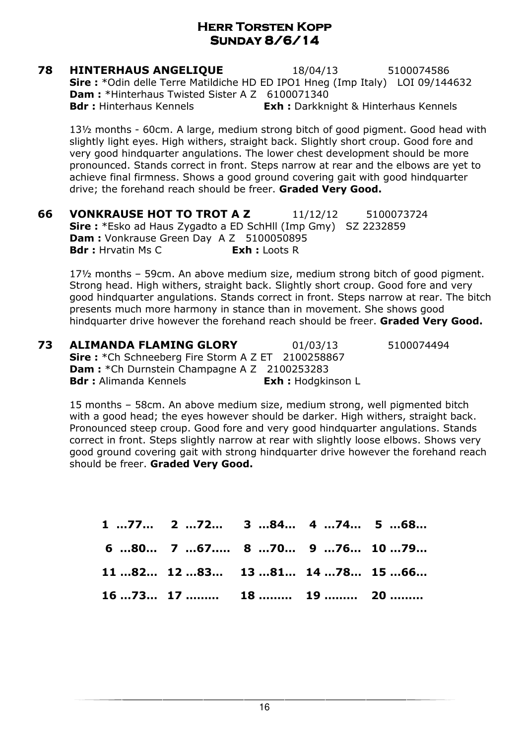## Herr Torsten Kopp
## Sunday 8/6/14

**78 HINTERHAUS ANGELIQUE** 18/04/13 5100074586
**Sire :** *Odin delle Terre Matildiche HD ED IPO1 Hneg (Imp Italy) LOI 09/144632
**Dam :** *Hinterhaus Twisted Sister A Z 6100071340
**Bdr :** Hinterhaus Kennels **Exh :** Darkknight & Hinterhaus Kennels

13½ months - 60cm. A large, medium strong bitch of good pigment. Good head with slightly light eyes. High withers, straight back. Slightly short croup. Good fore and very good hindquarter angulations. The lower chest development should be more pronounced. Stands correct in front. Steps narrow at rear and the elbows are yet to achieve final firmness. Shows a good ground covering gait with good hindquarter drive; the forehand reach should be freer. **Graded Very Good.**

**66 VONKRAUSE HOT TO TROT A Z** 11/12/12 5100073724
**Sire :** *Esko ad Haus Zygadto a ED SchHll (Imp Gmy) SZ 2232859
**Dam :** Vonkrause Green Day A Z 5100050895
**Bdr :** Hrvatin Ms C **Exh :** Loots R

17½ months – 59cm. An above medium size, medium strong bitch of good pigment. Strong head. High withers, straight back. Slightly short croup. Good fore and very good hindquarter angulations. Stands correct in front. Steps narrow at rear. The bitch presents much more harmony in stance than in movement. She shows good hindquarter drive however the forehand reach should be freer. **Graded Very Good.**

**73 ALIMANDA FLAMING GLORY** 01/03/13 5100074494
**Sire :** *Ch Schneeberg Fire Storm A Z ET 2100258867
**Dam :** *Ch Durnstein Champagne A Z 2100253283
**Bdr :** Alimanda Kennels **Exh :** Hodgkinson L

15 months – 58cm. An above medium size, medium strong, well pigmented bitch with a good head; the eyes however should be darker. High withers, straight back. Pronounced steep croup. Good fore and very good hindquarter angulations. Stands correct in front. Steps slightly narrow at rear with slightly loose elbows. Shows very good ground covering gait with strong hindquarter drive however the forehand reach should be freer. **Graded Very Good.**

**1 …77… 2 …72… 3 …84… 4 …74… 5 …68…**
**6 …80… 7 …67….. 8 …70… 9 …76… 10 …79…**
**11 …82… 12 …83… 13 …81… 14 …78… 15 …66…**
**16 …73… 17 ……… 18 ……… 19 ……… 20 ………**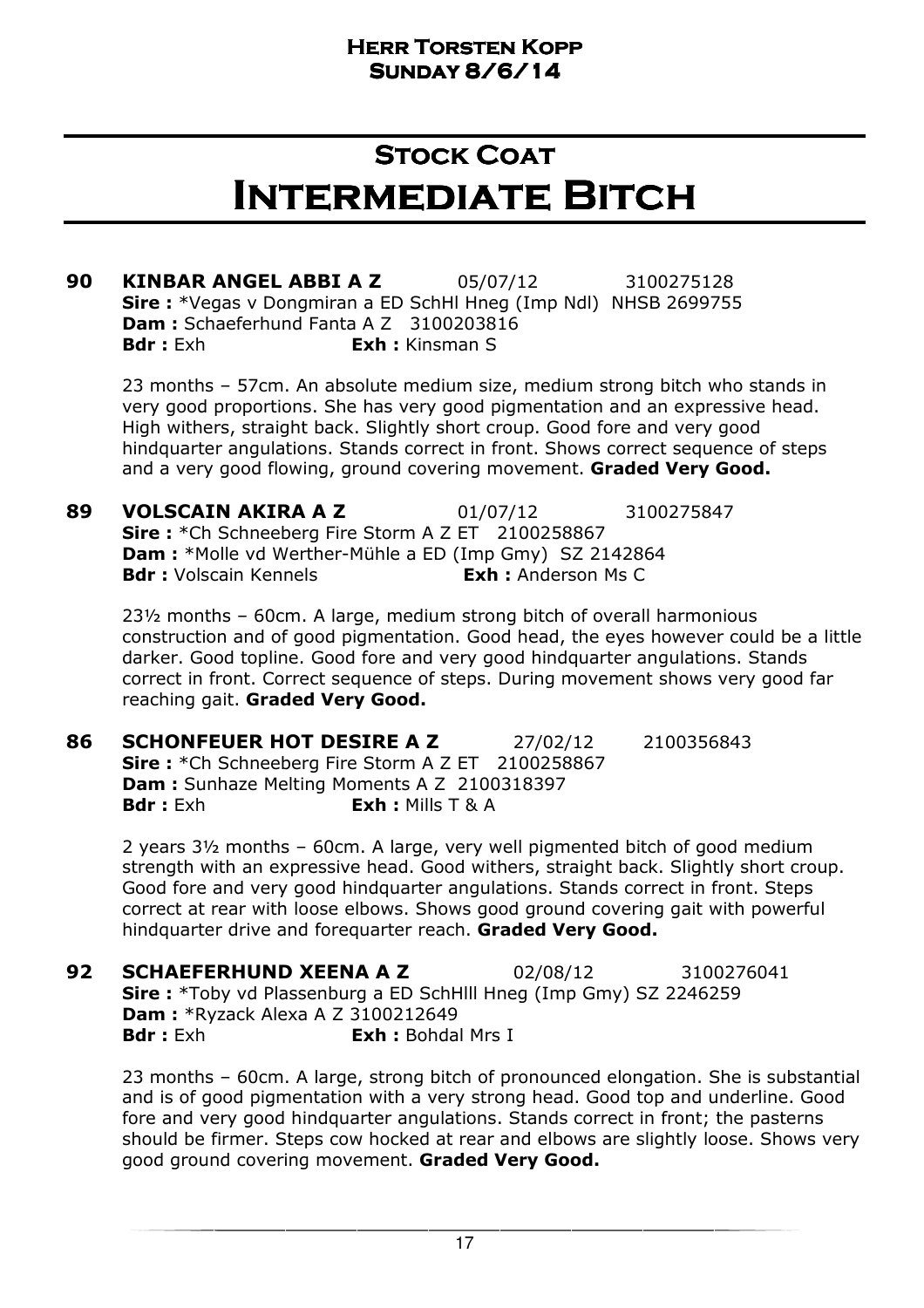**Herr Torsten Kopp**
**Sunday 8/6/14**

# Stock Coat
# Intermediate Bitch

**90 KINBAR ANGEL ABBI A Z** 05/07/12 3100275128
**Sire :** *Vegas v Dongmiran a ED SchHl Hneg (Imp Ndl) NHSB 2699755
**Dam :** Schaeferhund Fanta A Z 3100203816
**Bdr :** Exh **Exh :** Kinsman S

23 months – 57cm. An absolute medium size, medium strong bitch who stands in very good proportions. She has very good pigmentation and an expressive head. High withers, straight back. Slightly short croup. Good fore and very good hindquarter angulations. Stands correct in front. Shows correct sequence of steps and a very good flowing, ground covering movement. **Graded Very Good.**

**89 VOLSCAIN AKIRA A Z** 01/07/12 3100275847
**Sire :** *Ch Schneeberg Fire Storm A Z ET 2100258867
**Dam :** *Molle vd Werther-Mühle a ED (Imp Gmy) SZ 2142864
**Bdr :** Volscain Kennels **Exh :** Anderson Ms C

23½ months – 60cm. A large, medium strong bitch of overall harmonious construction and of good pigmentation. Good head, the eyes however could be a little darker. Good topline. Good fore and very good hindquarter angulations. Stands correct in front. Correct sequence of steps. During movement shows very good far reaching gait. **Graded Very Good.**

**86 SCHONFEUER HOT DESIRE A Z** 27/02/12 2100356843
**Sire :** *Ch Schneeberg Fire Storm A Z ET 2100258867
**Dam :** Sunhaze Melting Moments A Z 2100318397
**Bdr :** Exh **Exh :** Mills T & A

2 years 3½ months – 60cm. A large, very well pigmented bitch of good medium strength with an expressive head. Good withers, straight back. Slightly short croup. Good fore and very good hindquarter angulations. Stands correct in front. Steps correct at rear with loose elbows. Shows good ground covering gait with powerful hindquarter drive and forequarter reach. **Graded Very Good.**

**92 SCHAEFERHUND XEENA A Z** 02/08/12 3100276041
**Sire :** *Toby vd Plassenburg a ED SchHlll Hneg (Imp Gmy) SZ 2246259
**Dam :** *Ryzack Alexa A Z 3100212649
**Bdr :** Exh **Exh :** Bohdal Mrs I

23 months – 60cm. A large, strong bitch of pronounced elongation. She is substantial and is of good pigmentation with a very strong head. Good top and underline. Good fore and very good hindquarter angulations. Stands correct in front; the pasterns should be firmer. Steps cow hocked at rear and elbows are slightly loose. Shows very good ground covering movement. **Graded Very Good.**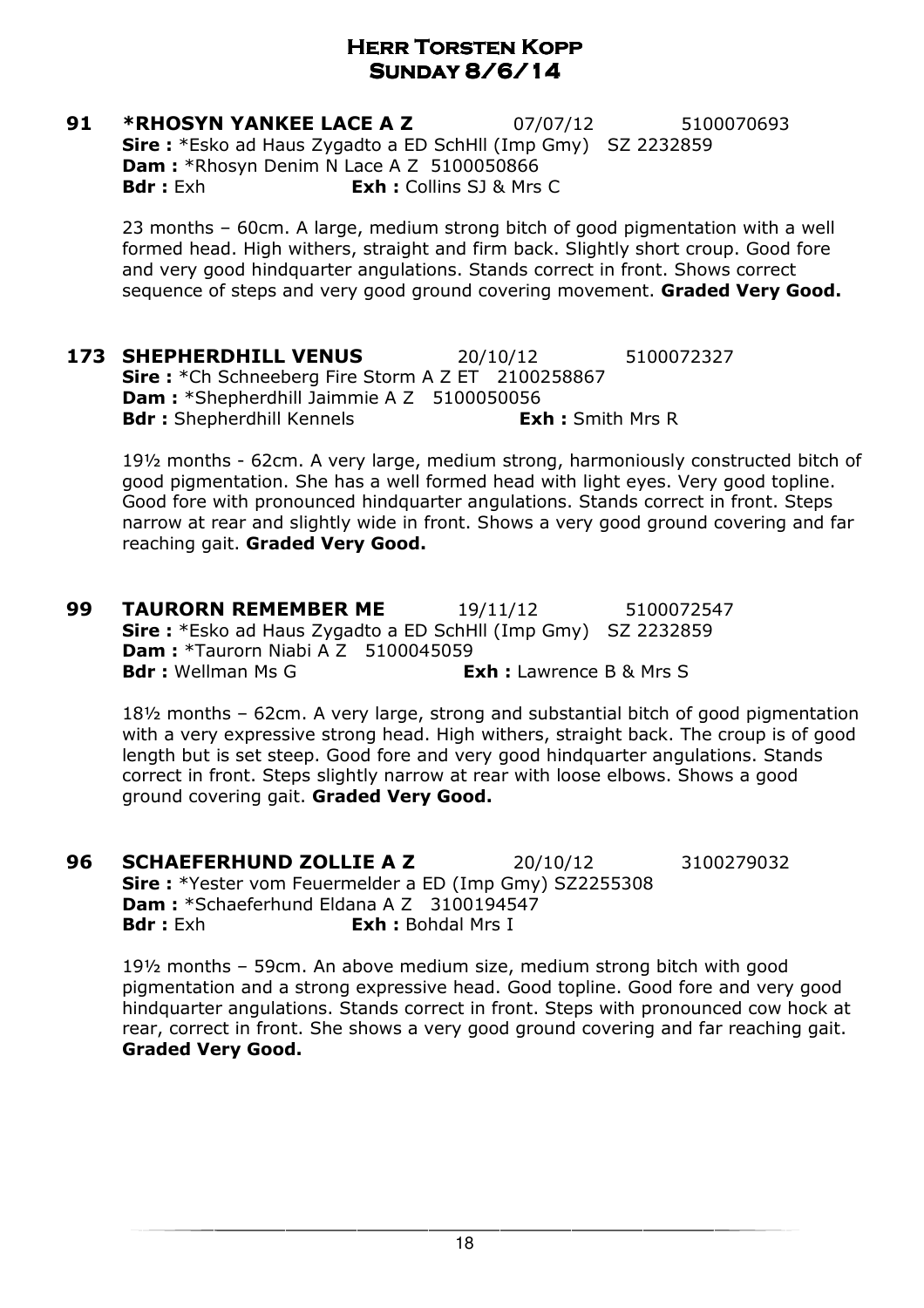# Herr Torsten Kopp
## Sunday 8/6/14

**91 *RHOSYN YANKEE LACE A Z** 07/07/12 5100070693
**Sire :** *Esko ad Haus Zygadto a ED SchHll (Imp Gmy) SZ 2232859
**Dam :** *Rhosyn Denim N Lace A Z 5100050866
**Bdr :** Exh **Exh :** Collins SJ & Mrs C

23 months – 60cm. A large, medium strong bitch of good pigmentation with a well formed head. High withers, straight and firm back. Slightly short croup. Good fore and very good hindquarter angulations. Stands correct in front. Shows correct sequence of steps and very good ground covering movement. **Graded Very Good.**

**173 SHEPHERDHILL VENUS** 20/10/12 5100072327
**Sire :** *Ch Schneeberg Fire Storm A Z ET 2100258867
**Dam :** *Shepherdhill Jaimmie A Z 5100050056
**Bdr :** Shepherdhill Kennels **Exh :** Smith Mrs R

19½ months - 62cm. A very large, medium strong, harmoniously constructed bitch of good pigmentation. She has a well formed head with light eyes. Very good topline. Good fore with pronounced hindquarter angulations. Stands correct in front. Steps narrow at rear and slightly wide in front. Shows a very good ground covering and far reaching gait. **Graded Very Good.**

**99 TAURORN REMEMBER ME** 19/11/12 5100072547
**Sire :** *Esko ad Haus Zygadto a ED SchHll (Imp Gmy) SZ 2232859
**Dam :** *Taurorn Niabi A Z 5100045059
**Bdr :** Wellman Ms G **Exh :** Lawrence B & Mrs S

18½ months – 62cm. A very large, strong and substantial bitch of good pigmentation with a very expressive strong head. High withers, straight back. The croup is of good length but is set steep. Good fore and very good hindquarter angulations. Stands correct in front. Steps slightly narrow at rear with loose elbows. Shows a good ground covering gait. **Graded Very Good.**

**96 SCHAEFERHUND ZOLLIE A Z** 20/10/12 3100279032
**Sire :** *Yester vom Feuermelder a ED (Imp Gmy) SZ2255308
**Dam :** *Schaeferhund Eldana A Z 3100194547
**Bdr :** Exh **Exh :** Bohdal Mrs I

19½ months – 59cm. An above medium size, medium strong bitch with good pigmentation and a strong expressive head. Good topline. Good fore and very good hindquarter angulations. Stands correct in front. Steps with pronounced cow hock at rear, correct in front. She shows a very good ground covering and far reaching gait. **Graded Very Good.**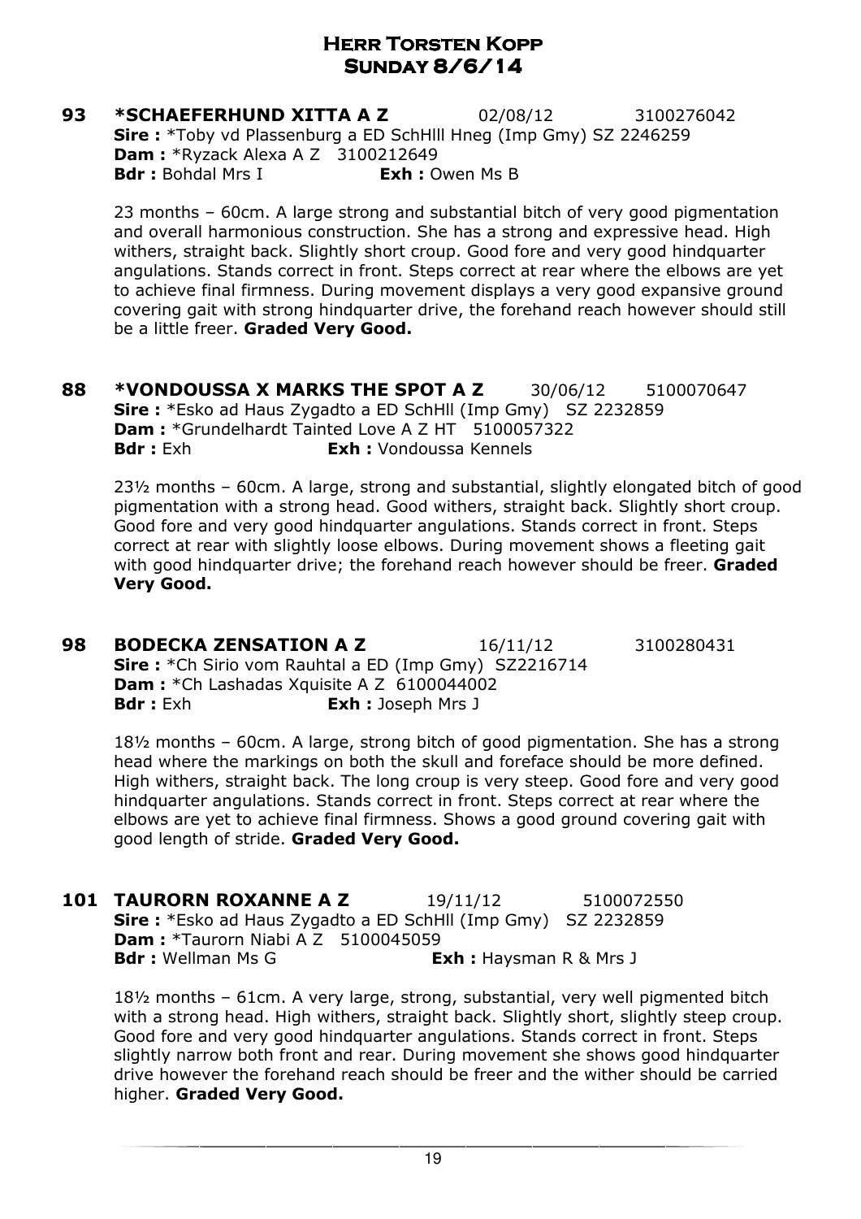# Herr Torsten Kopp
## Sunday 8/6/14

**93 *SCHAEFERHUND XITTA A Z** 02/08/12 3100276042
**Sire :** *Toby vd Plassenburg a ED SchHlll Hneg (Imp Gmy) SZ 2246259
**Dam :** *Ryzack Alexa A Z 3100212649
**Bdr :** Bohdal Mrs I **Exh :** Owen Ms B

23 months – 60cm. A large strong and substantial bitch of very good pigmentation and overall harmonious construction. She has a strong and expressive head. High withers, straight back. Slightly short croup. Good fore and very good hindquarter angulations. Stands correct in front. Steps correct at rear where the elbows are yet to achieve final firmness. During movement displays a very good expansive ground covering gait with strong hindquarter drive, the forehand reach however should still be a little freer. **Graded Very Good.**

**88 *VONDOUSSA X MARKS THE SPOT A Z** 30/06/12 5100070647
**Sire :** *Esko ad Haus Zygadto a ED SchHll (Imp Gmy) SZ 2232859
**Dam :** *Grundelhardt Tainted Love A Z HT 5100057322
**Bdr :** Exh **Exh :** Vondoussa Kennels

23½ months – 60cm. A large, strong and substantial, slightly elongated bitch of good pigmentation with a strong head. Good withers, straight back. Slightly short croup. Good fore and very good hindquarter angulations. Stands correct in front. Steps correct at rear with slightly loose elbows. During movement shows a fleeting gait with good hindquarter drive; the forehand reach however should be freer. **Graded Very Good.**

**98 BODECKA ZENSATION A Z** 16/11/12 3100280431
**Sire :** *Ch Sirio vom Rauhtal a ED (Imp Gmy) SZ2216714
**Dam :** *Ch Lashadas Xquisite A Z 6100044002
**Bdr :** Exh **Exh :** Joseph Mrs J

18½ months – 60cm. A large, strong bitch of good pigmentation. She has a strong head where the markings on both the skull and foreface should be more defined. High withers, straight back. The long croup is very steep. Good fore and very good hindquarter angulations. Stands correct in front. Steps correct at rear where the elbows are yet to achieve final firmness. Shows a good ground covering gait with good length of stride. **Graded Very Good.**

**101 TAURORN ROXANNE A Z** 19/11/12 5100072550
**Sire :** *Esko ad Haus Zygadto a ED SchHll (Imp Gmy) SZ 2232859
**Dam :** *Taurorn Niabi A Z 5100045059
**Bdr :** Wellman Ms G **Exh :** Haysman R & Mrs J

18½ months – 61cm. A very large, strong, substantial, very well pigmented bitch with a strong head. High withers, straight back. Slightly short, slightly steep croup. Good fore and very good hindquarter angulations. Stands correct in front. Steps slightly narrow both front and rear. During movement she shows good hindquarter drive however the forehand reach should be freer and the wither should be carried higher. **Graded Very Good.**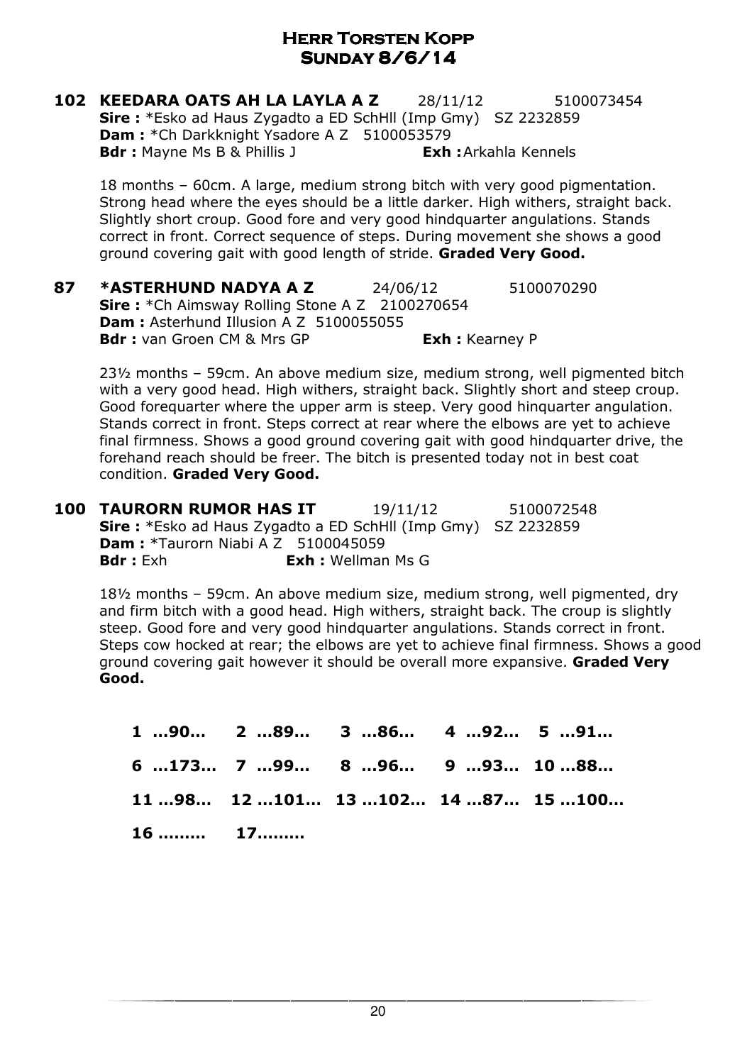# Herr Torsten Kopp
## Sunday 8/6/14

**102 KEEDARA OATS AH LA LAYLA A Z** 28/11/12 5100073454
**Sire :** *Esko ad Haus Zygadto a ED SchHll (Imp Gmy) SZ 2232859
**Dam :** *Ch Darkknight Ysadore A Z 5100053579
**Bdr :** Mayne Ms B & Phillis J **Exh :** Arkahla Kennels

18 months – 60cm. A large, medium strong bitch with very good pigmentation. Strong head where the eyes should be a little darker. High withers, straight back. Slightly short croup. Good fore and very good hindquarter angulations. Stands correct in front. Correct sequence of steps. During movement she shows a good ground covering gait with good length of stride. **Graded Very Good.**

**87 *ASTERHUND NADYA A Z** 24/06/12 5100070290
**Sire :** *Ch Aimsway Rolling Stone A Z 2100270654
**Dam :** Asterhund Illusion A Z 5100055055
**Bdr :** van Groen CM & Mrs GP **Exh :** Kearney P

23½ months – 59cm. An above medium size, medium strong, well pigmented bitch with a very good head. High withers, straight back. Slightly short and steep croup. Good forequarter where the upper arm is steep. Very good hinquarter angulation. Stands correct in front. Steps correct at rear where the elbows are yet to achieve final firmness. Shows a good ground covering gait with good hindquarter drive, the forehand reach should be freer. The bitch is presented today not in best coat condition. **Graded Very Good.**

**100 TAURORN RUMOR HAS IT** 19/11/12 5100072548
**Sire :** *Esko ad Haus Zygadto a ED SchHll (Imp Gmy) SZ 2232859
**Dam :** *Taurorn Niabi A Z 5100045059
**Bdr :** Exh **Exh :** Wellman Ms G

18½ months – 59cm. An above medium size, medium strong, well pigmented, dry and firm bitch with a good head. High withers, straight back. The croup is slightly steep. Good fore and very good hindquarter angulations. Stands correct in front. Steps cow hocked at rear; the elbows are yet to achieve final firmness. Shows a good ground covering gait however it should be overall more expansive. **Graded Very Good.**

**1 …90… 2 …89… 3 …86… 4 …92… 5 …91…**

**6 …173… 7 …99… 8 …96… 9 …93… 10 …88…**

**11 …98… 12 …101… 13 …102… 14 …87… 15 …100…**

**16 ……… 17………**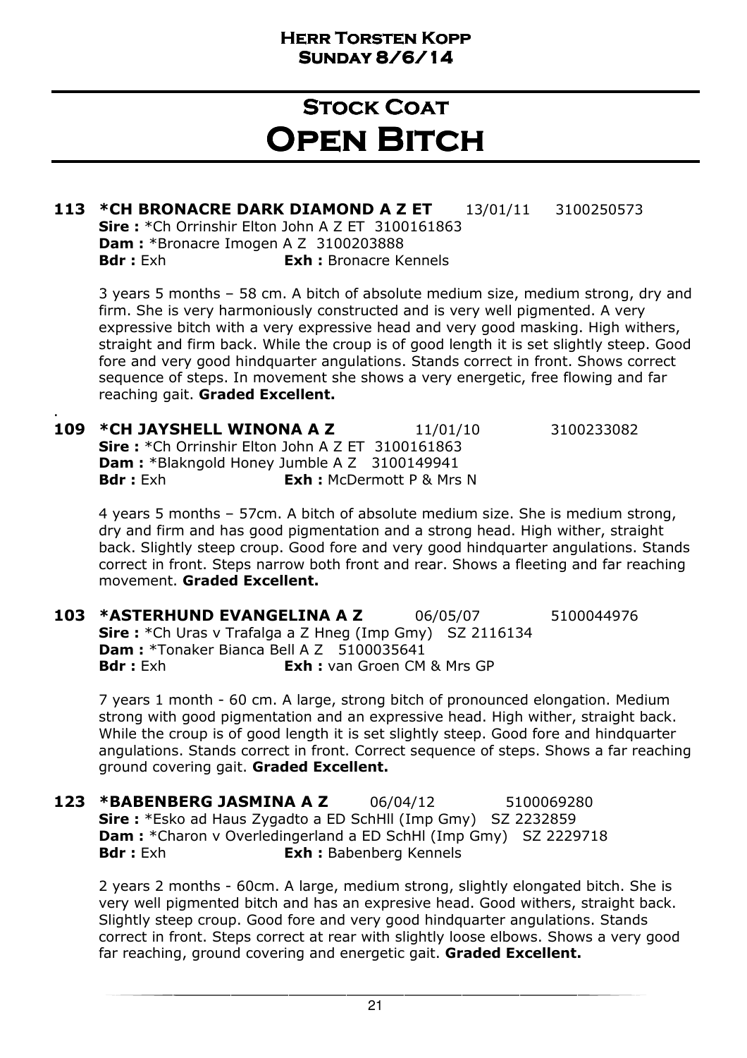# Stock Coat

# Open Bitch

**113 *CH BRONACRE DARK DIAMOND A Z ET** 13/01/11 3100250573
**Sire :** *Ch Orrinshir Elton John A Z ET 3100161863
**Dam :** *Bronacre Imogen A Z 3100203888
**Bdr :** Exh **Exh :** Bronacre Kennels

3 years 5 months – 58 cm. A bitch of absolute medium size, medium strong, dry and firm. She is very harmoniously constructed and is very well pigmented. A very expressive bitch with a very expressive head and very good masking. High withers, straight and firm back. While the croup is of good length it is set slightly steep. Good fore and very good hindquarter angulations. Stands correct in front. Shows correct sequence of steps. In movement she shows a very energetic, free flowing and far reaching gait. **Graded Excellent.**

.

**109 *CH JAYSHELL WINONA A Z** 11/01/10 3100233082
**Sire :** *Ch Orrinshir Elton John A Z ET 3100161863
**Dam :** *Blakngold Honey Jumble A Z 3100149941
**Bdr :** Exh **Exh :** McDermott P & Mrs N

4 years 5 months – 57cm. A bitch of absolute medium size. She is medium strong, dry and firm and has good pigmentation and a strong head. High wither, straight back. Slightly steep croup. Good fore and very good hindquarter angulations. Stands correct in front. Steps narrow both front and rear. Shows a fleeting and far reaching movement. **Graded Excellent.**

**103 *ASTERHUND EVANGELINA A Z** 06/05/07 5100044976
**Sire :** *Ch Uras v Trafalga a Z Hneg (Imp Gmy) SZ 2116134
**Dam :** *Tonaker Bianca Bell A Z 5100035641
**Bdr :** Exh **Exh :** van Groen CM & Mrs GP

7 years 1 month - 60 cm. A large, strong bitch of pronounced elongation. Medium strong with good pigmentation and an expressive head. High wither, straight back. While the croup is of good length it is set slightly steep. Good fore and hindquarter angulations. Stands correct in front. Correct sequence of steps. Shows a far reaching ground covering gait. **Graded Excellent.**

**123 *BABENBERG JASMINA A Z** 06/04/12 5100069280
**Sire :** *Esko ad Haus Zygadto a ED SchHll (Imp Gmy) SZ 2232859
**Dam :** *Charon v Overledingerland a ED SchHl (Imp Gmy) SZ 2229718
**Bdr :** Exh **Exh :** Babenberg Kennels

2 years 2 months - 60cm. A large, medium strong, slightly elongated bitch. She is very well pigmented bitch and has an expresive head. Good withers, straight back. Slightly steep croup. Good fore and very good hindquarter angulations. Stands correct in front. Steps correct at rear with slightly loose elbows. Shows a very good far reaching, ground covering and energetic gait. **Graded Excellent.**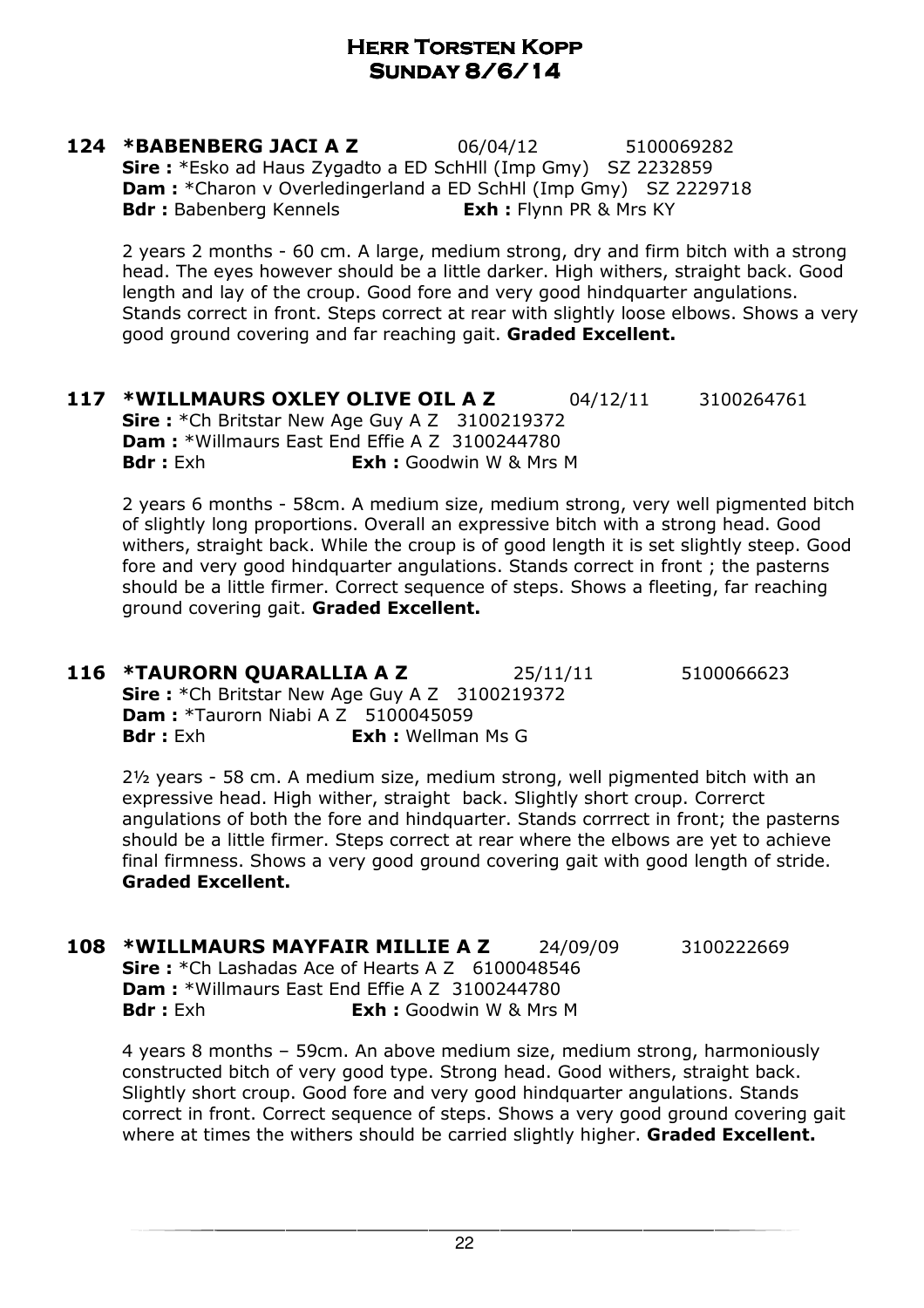# Herr Torsten Kopp
## Sunday 8/6/14

**124 \*BABENBERG JACI A Z** 06/04/12 5100069282
**Sire :** \*Esko ad Haus Zygadto a ED SchHll (Imp Gmy) SZ 2232859
**Dam :** \*Charon v Overledingerland a ED SchHl (Imp Gmy) SZ 2229718
**Bdr :** Babenberg Kennels **Exh :** Flynn PR & Mrs KY

2 years 2 months - 60 cm. A large, medium strong, dry and firm bitch with a strong head. The eyes however should be a little darker. High withers, straight back. Good length and lay of the croup. Good fore and very good hindquarter angulations. Stands correct in front. Steps correct at rear with slightly loose elbows. Shows a very good ground covering and far reaching gait. **Graded Excellent.**

**117 \*WILLMAURS OXLEY OLIVE OIL A Z** 04/12/11 3100264761
**Sire :** \*Ch Britstar New Age Guy A Z 3100219372
**Dam :** \*Willmaurs East End Effie A Z 3100244780
**Bdr :** Exh **Exh :** Goodwin W & Mrs M

2 years 6 months - 58cm. A medium size, medium strong, very well pigmented bitch of slightly long proportions. Overall an expressive bitch with a strong head. Good withers, straight back. While the croup is of good length it is set slightly steep. Good fore and very good hindquarter angulations. Stands correct in front ; the pasterns should be a little firmer. Correct sequence of steps. Shows a fleeting, far reaching ground covering gait. **Graded Excellent.**

**116 \*TAURORN QUARALLIA A Z** 25/11/11 5100066623
**Sire :** \*Ch Britstar New Age Guy A Z 3100219372
**Dam :** \*Taurorn Niabi A Z 5100045059
**Bdr :** Exh **Exh :** Wellman Ms G

2½ years - 58 cm. A medium size, medium strong, well pigmented bitch with an expressive head. High wither, straight back. Slightly short croup. Correrct angulations of both the fore and hindquarter. Stands corrrect in front; the pasterns should be a little firmer. Steps correct at rear where the elbows are yet to achieve final firmness. Shows a very good ground covering gait with good length of stride. **Graded Excellent.**

**108 \*WILLMAURS MAYFAIR MILLIE A Z** 24/09/09 3100222669
**Sire :** \*Ch Lashadas Ace of Hearts A Z 6100048546
**Dam :** \*Willmaurs East End Effie A Z 3100244780
**Bdr :** Exh **Exh :** Goodwin W & Mrs M

4 years 8 months – 59cm. An above medium size, medium strong, harmoniously constructed bitch of very good type. Strong head. Good withers, straight back. Slightly short croup. Good fore and very good hindquarter angulations. Stands correct in front. Correct sequence of steps. Shows a very good ground covering gait where at times the withers should be carried slightly higher. **Graded Excellent.**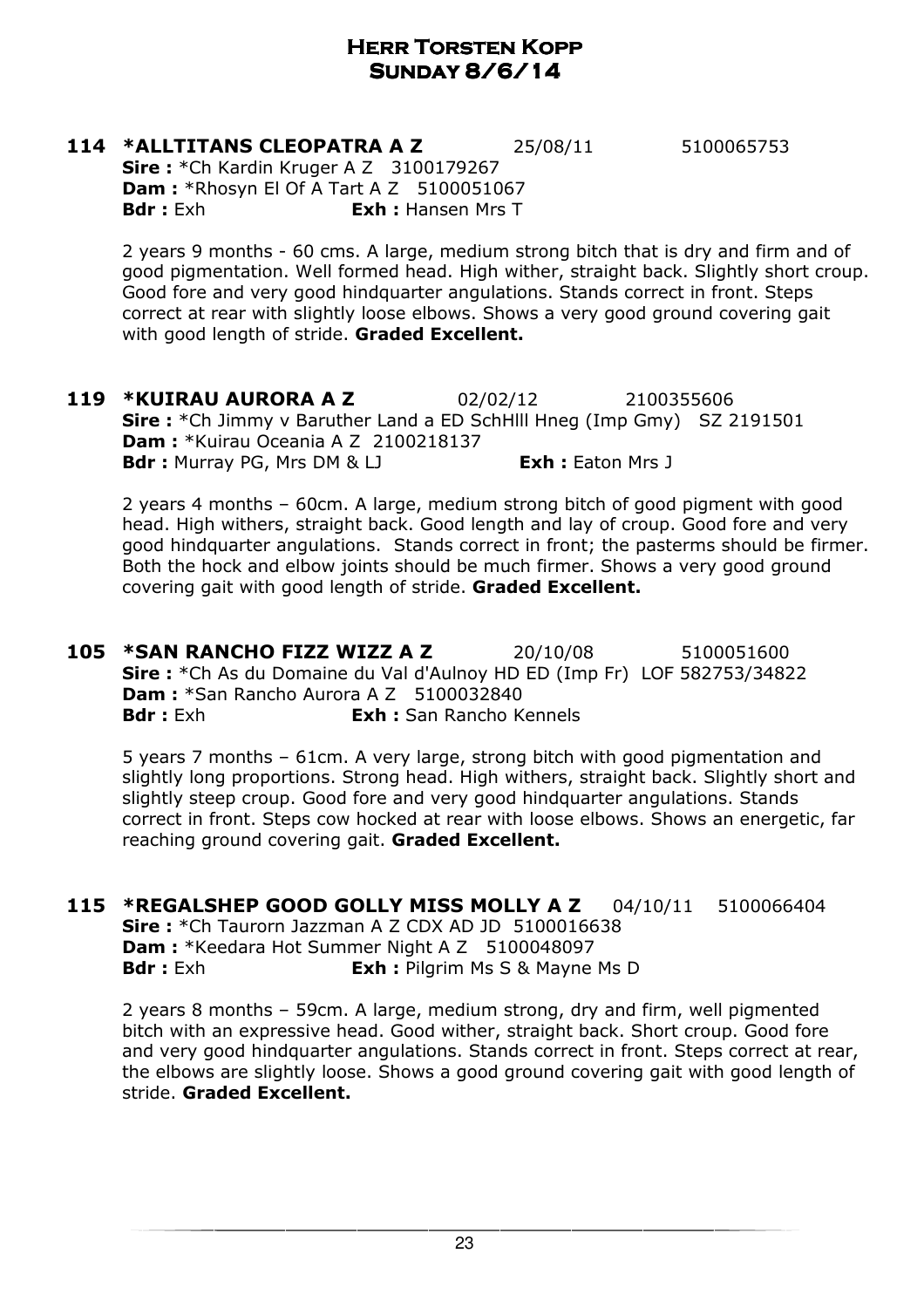# Herr Torsten Kopp
## Sunday 8/6/14

**114 *ALLTITANS CLEOPATRA A Z** 25/08/11 5100065753
**Sire :** *Ch Kardin Kruger A Z 3100179267
**Dam :** *Rhosyn El Of A Tart A Z 5100051067
**Bdr :** Exh **Exh :** Hansen Mrs T

2 years 9 months - 60 cms. A large, medium strong bitch that is dry and firm and of good pigmentation. Well formed head. High wither, straight back. Slightly short croup. Good fore and very good hindquarter angulations. Stands correct in front. Steps correct at rear with slightly loose elbows. Shows a very good ground covering gait with good length of stride. **Graded Excellent.**

**119 *KUIRAU AURORA A Z** 02/02/12 2100355606
**Sire :** *Ch Jimmy v Baruther Land a ED SchHlll Hneg (Imp Gmy) SZ 2191501
**Dam :** *Kuirau Oceania A Z 2100218137
**Bdr :** Murray PG, Mrs DM & LJ **Exh :** Eaton Mrs J

2 years 4 months – 60cm. A large, medium strong bitch of good pigment with good head. High withers, straight back. Good length and lay of croup. Good fore and very good hindquarter angulations. Stands correct in front; the pasterms should be firmer. Both the hock and elbow joints should be much firmer. Shows a very good ground covering gait with good length of stride. **Graded Excellent.**

**105 *SAN RANCHO FIZZ WIZZ A Z** 20/10/08 5100051600
**Sire :** *Ch As du Domaine du Val d'Aulnoy HD ED (Imp Fr) LOF 582753/34822
**Dam :** *San Rancho Aurora A Z 5100032840
**Bdr :** Exh **Exh :** San Rancho Kennels

5 years 7 months – 61cm. A very large, strong bitch with good pigmentation and slightly long proportions. Strong head. High withers, straight back. Slightly short and slightly steep croup. Good fore and very good hindquarter angulations. Stands correct in front. Steps cow hocked at rear with loose elbows. Shows an energetic, far reaching ground covering gait. **Graded Excellent.**

**115 *REGALSHEP GOOD GOLLY MISS MOLLY A Z** 04/10/11 5100066404
**Sire :** *Ch Taurorn Jazzman A Z CDX AD JD 5100016638
**Dam :** *Keedara Hot Summer Night A Z 5100048097
**Bdr :** Exh **Exh :** Pilgrim Ms S & Mayne Ms D

2 years 8 months – 59cm. A large, medium strong, dry and firm, well pigmented bitch with an expressive head. Good wither, straight back. Short croup. Good fore and very good hindquarter angulations. Stands correct in front. Steps correct at rear, the elbows are slightly loose. Shows a good ground covering gait with good length of stride. **Graded Excellent.**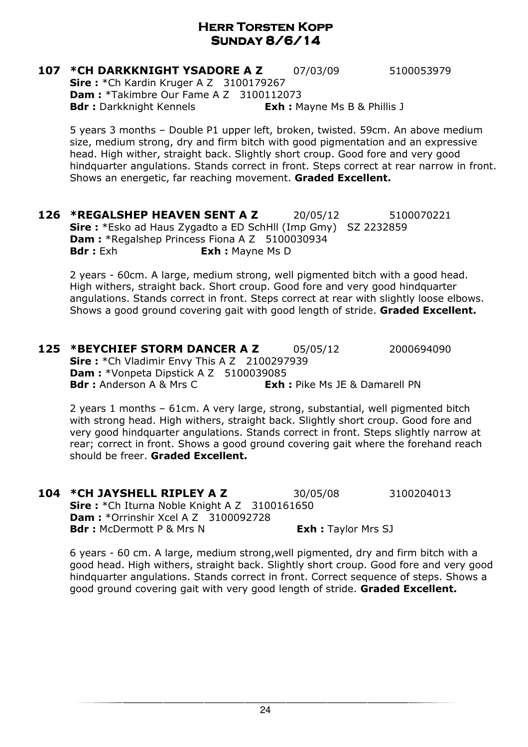# Herr Torsten Kopp
## Sunday 8/6/14

**107 *CH DARKKNIGHT YSADORE A Z** 07/03/09 5100053979
**Sire :** *Ch Kardin Kruger A Z 3100179267
**Dam :** *Takimbre Our Fame A Z 3100112073
**Bdr :** Darkknight Kennels **Exh :** Mayne Ms B & Phillis J

5 years 3 months – Double P1 upper left, broken, twisted. 59cm. An above medium size, medium strong, dry and firm bitch with good pigmentation and an expressive head. High wither, straight back. Slightly short croup. Good fore and very good hindquarter angulations. Stands correct in front. Steps correct at rear narrow in front. Shows an energetic, far reaching movement. **Graded Excellent.**

**126 *REGALSHEP HEAVEN SENT A Z** 20/05/12 5100070221
**Sire :** *Esko ad Haus Zygadto a ED SchHll (Imp Gmy) SZ 2232859
**Dam :** *Regalshep Princess Fiona A Z 5100030934
**Bdr :** Exh **Exh :** Mayne Ms D

2 years - 60cm. A large, medium strong, well pigmented bitch with a good head. High withers, straight back. Short croup. Good fore and very good hindquarter angulations. Stands correct in front. Steps correct at rear with slightly loose elbows. Shows a good ground covering gait with good length of stride. **Graded Excellent.**

**125 *BEYCHIEF STORM DANCER A Z** 05/05/12 2000694090
**Sire :** *Ch Vladimir Envy This A Z 2100297939
**Dam :** *Vonpeta Dipstick A Z 5100039085
**Bdr :** Anderson A & Mrs C **Exh :** Pike Ms JE & Damarell PN

2 years 1 months – 61cm. A very large, strong, substantial, well pigmented bitch with strong head. High withers, straight back. Slightly short croup. Good fore and very good hindquarter angulations. Stands correct in front. Steps slightly narrow at rear; correct in front. Shows a good ground covering gait where the forehand reach should be freer. **Graded Excellent.**

**104 *CH JAYSHELL RIPLEY A Z** 30/05/08 3100204013
**Sire :** *Ch Iturna Noble Knight A Z 3100161650
**Dam :** *Orrinshir Xcel A Z 3100092728
**Bdr :** McDermott P & Mrs N **Exh :** Taylor Mrs SJ

6 years - 60 cm. A large, medium strong,well pigmented, dry and firm bitch with a good head. High withers, straight back. Slightly short croup. Good fore and very good hindquarter angulations. Stands correct in front. Correct sequence of steps. Shows a good ground covering gait with very good length of stride. **Graded Excellent.**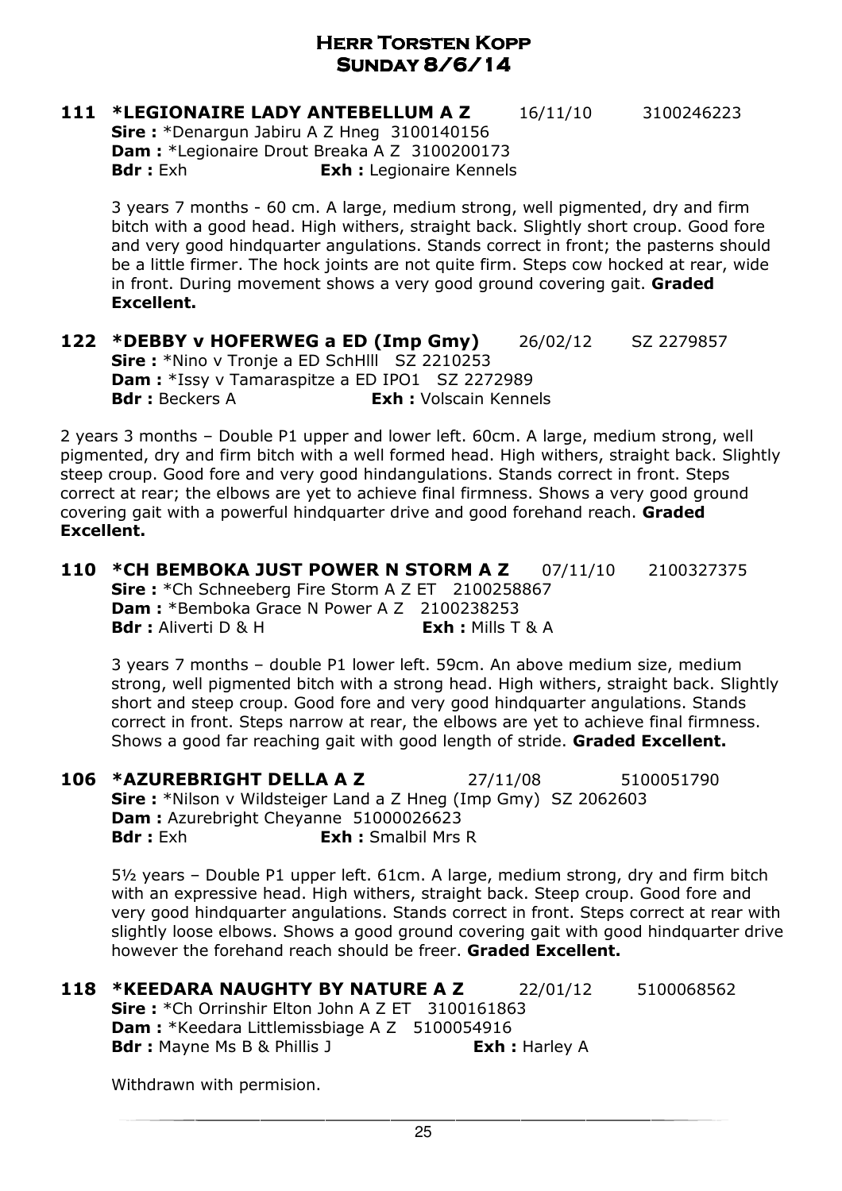# Herr Torsten Kopp
## Sunday 8/6/14

**111 *LEGIONAIRE LADY ANTEBELLUM A Z** 16/11/10 3100246223
**Sire :** *Denargun Jabiru A Z Hneg 3100140156
**Dam :** *Legionaire Drout Breaka A Z 3100200173
**Bdr :** Exh **Exh :** Legionaire Kennels

3 years 7 months - 60 cm. A large, medium strong, well pigmented, dry and firm bitch with a good head. High withers, straight back. Slightly short croup. Good fore and very good hindquarter angulations. Stands correct in front; the pasterns should be a little firmer. The hock joints are not quite firm. Steps cow hocked at rear, wide in front. During movement shows a very good ground covering gait. **Graded Excellent.**

**122 *DEBBY v HOFERWEG a ED (Imp Gmy)** 26/02/12 SZ 2279857
**Sire :** *Nino v Tronje a ED SchHlll SZ 2210253
**Dam :** *Issy v Tamaraspitze a ED IPO1 SZ 2272989
**Bdr :** Beckers A **Exh :** Volscain Kennels

2 years 3 months – Double P1 upper and lower left. 60cm. A large, medium strong, well pigmented, dry and firm bitch with a well formed head. High withers, straight back. Slightly steep croup. Good fore and very good hindangulations. Stands correct in front. Steps correct at rear; the elbows are yet to achieve final firmness. Shows a very good ground covering gait with a powerful hindquarter drive and good forehand reach. **Graded Excellent.**

**110 *CH BEMBOKA JUST POWER N STORM A Z** 07/11/10 2100327375
**Sire :** *Ch Schneeberg Fire Storm A Z ET 2100258867
**Dam :** *Bemboka Grace N Power A Z 2100238253
**Bdr :** Aliverti D & H **Exh :** Mills T & A

3 years 7 months – double P1 lower left. 59cm. An above medium size, medium strong, well pigmented bitch with a strong head. High withers, straight back. Slightly short and steep croup. Good fore and very good hindquarter angulations. Stands correct in front. Steps narrow at rear, the elbows are yet to achieve final firmness. Shows a good far reaching gait with good length of stride. **Graded Excellent.**

**106 *AZUREBRIGHT DELLA A Z** 27/11/08 5100051790
**Sire :** *Nilson v Wildsteiger Land a Z Hneg (Imp Gmy) SZ 2062603
**Dam :** Azurebright Cheyanne 51000026623
**Bdr :** Exh **Exh :** Smalbil Mrs R

5½ years – Double P1 upper left. 61cm. A large, medium strong, dry and firm bitch with an expressive head. High withers, straight back. Steep croup. Good fore and very good hindquarter angulations. Stands correct in front. Steps correct at rear with slightly loose elbows. Shows a good ground covering gait with good hindquarter drive however the forehand reach should be freer. **Graded Excellent.**

**118 *KEEDARA NAUGHTY BY NATURE A Z** 22/01/12 5100068562
**Sire :** *Ch Orrinshir Elton John A Z ET 3100161863
**Dam :** *Keedara Littlemissbiage A Z 5100054916
**Bdr :** Mayne Ms B & Phillis J **Exh :** Harley A

Withdrawn with permision.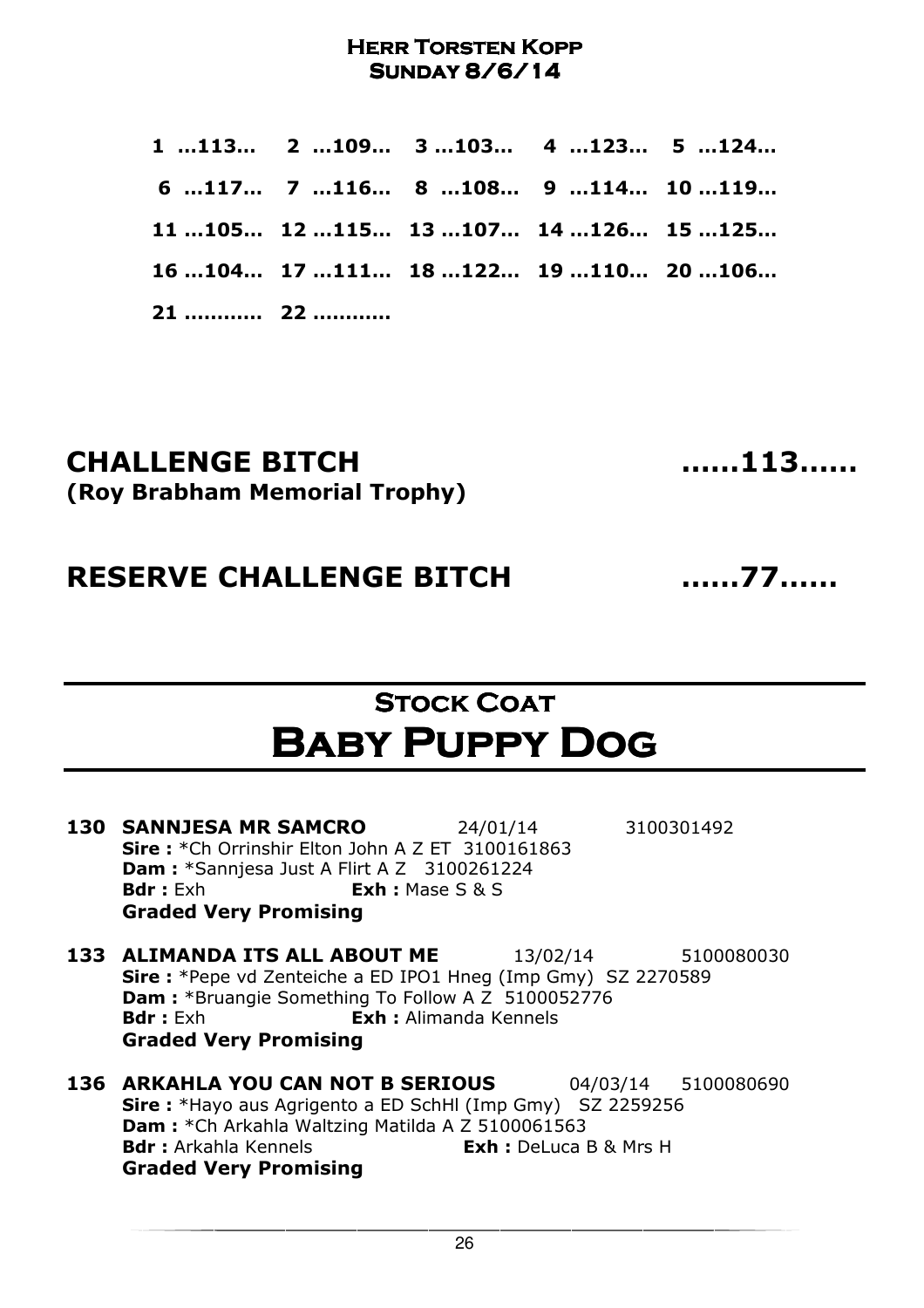**Herr Torsten Kopp**
**Sunday 8/6/14**

| | | | | |
|---|---|---|---|---|
| 1 …113… | 2 …109… | 3 …103… | 4 …123… | 5 …124… |
| 6 …117… | 7 …116… | 8 …108… | 9 …114… | 10 …119… |
| 11 …105… | 12 …115… | 13 …107… | 14 …126… | 15 …125… |
| 16 …104… | 17 …111… | 18 …122… | 19 …110… | 20 …106… |
| 21 ……….. | 22 ……….. | | | |

## CHALLENGE BITCH ……113……
**(Roy Brabham Memorial Trophy)**

## RESERVE CHALLENGE BITCH ……77……

# Stock Coat
# Baby Puppy Dog

**130 SANNJESA MR SAMCRO** 24/01/14 3100301492
**Sire :** *Ch Orrinshir Elton John A Z ET 3100161863
**Dam :** *Sannjesa Just A Flirt A Z 3100261224
**Bdr :** Exh **Exh :** Mase S & S
**Graded Very Promising**

**133 ALIMANDA ITS ALL ABOUT ME** 13/02/14 5100080030
**Sire :** *Pepe vd Zenteiche a ED IPO1 Hneg (Imp Gmy) SZ 2270589
**Dam :** *Bruangie Something To Follow A Z 5100052776
**Bdr :** Exh **Exh :** Alimanda Kennels
**Graded Very Promising**

**136 ARKAHLA YOU CAN NOT B SERIOUS** 04/03/14 5100080690
**Sire :** *Hayo aus Agrigento a ED SchHl (Imp Gmy) SZ 2259256
**Dam :** *Ch Arkahla Waltzing Matilda A Z 5100061563
**Bdr :** Arkahla Kennels **Exh :** DeLuca B & Mrs H
**Graded Very Promising**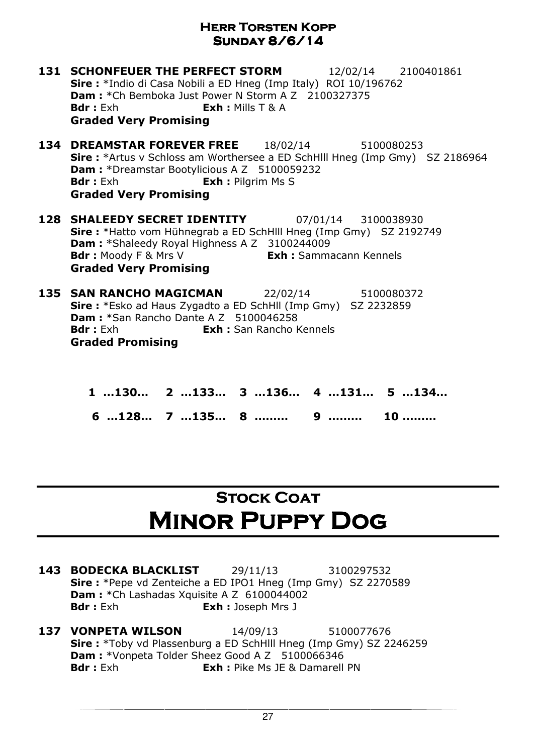## Herr Torsten Kopp
## Sunday 8/6/14

**131 SCHONFEUER THE PERFECT STORM** 12/02/14 2100401861
**Sire :** *Indio di Casa Nobili a ED Hneg (Imp Italy) ROI 10/196762
**Dam :** *Ch Bemboka Just Power N Storm A Z 2100327375
**Bdr :** Exh **Exh :** Mills T & A
**Graded Very Promising**

**134 DREAMSTAR FOREVER FREE** 18/02/14 5100080253
**Sire :** *Artus v Schloss am Worthersee a ED SchHlll Hneg (Imp Gmy) SZ 2186964
**Dam :** *Dreamstar Bootylicious A Z 5100059232
**Bdr :** Exh **Exh :** Pilgrim Ms S
**Graded Very Promising**

**128 SHALEEDY SECRET IDENTITY** 07/01/14 3100038930
**Sire :** *Hatto vom Hühnegrab a ED SchHlll Hneg (Imp Gmy) SZ 2192749
**Dam :** *Shaleedy Royal Highness A Z 3100244009
**Bdr :** Moody F & Mrs V **Exh :** Sammacann Kennels
**Graded Very Promising**

**135 SAN RANCHO MAGICMAN** 22/02/14 5100080372
**Sire :** *Esko ad Haus Zygadto a ED SchHll (Imp Gmy) SZ 2232859
**Dam :** *San Rancho Dante A Z 5100046258
**Bdr :** Exh **Exh :** San Rancho Kennels
**Graded Promising**

**1 …130… 2 …133… 3 …136… 4 …131… 5 …134…**

**6 …128… 7 …135… 8 ……… 9 ……… 10 ………**

# Stock Coat
# Minor Puppy Dog

**143 BODECKA BLACKLIST** 29/11/13 3100297532
**Sire :** *Pepe vd Zenteiche a ED IPO1 Hneg (Imp Gmy) SZ 2270589
**Dam :** *Ch Lashadas Xquisite A Z 6100044002
**Bdr :** Exh **Exh :** Joseph Mrs J

**137 VONPETA WILSON** 14/09/13 5100077676
**Sire :** *Toby vd Plassenburg a ED SchHlll Hneg (Imp Gmy) SZ 2246259
**Dam :** *Vonpeta Tolder Sheez Good A Z 5100066346
**Bdr :** Exh **Exh :** Pike Ms JE & Damarell PN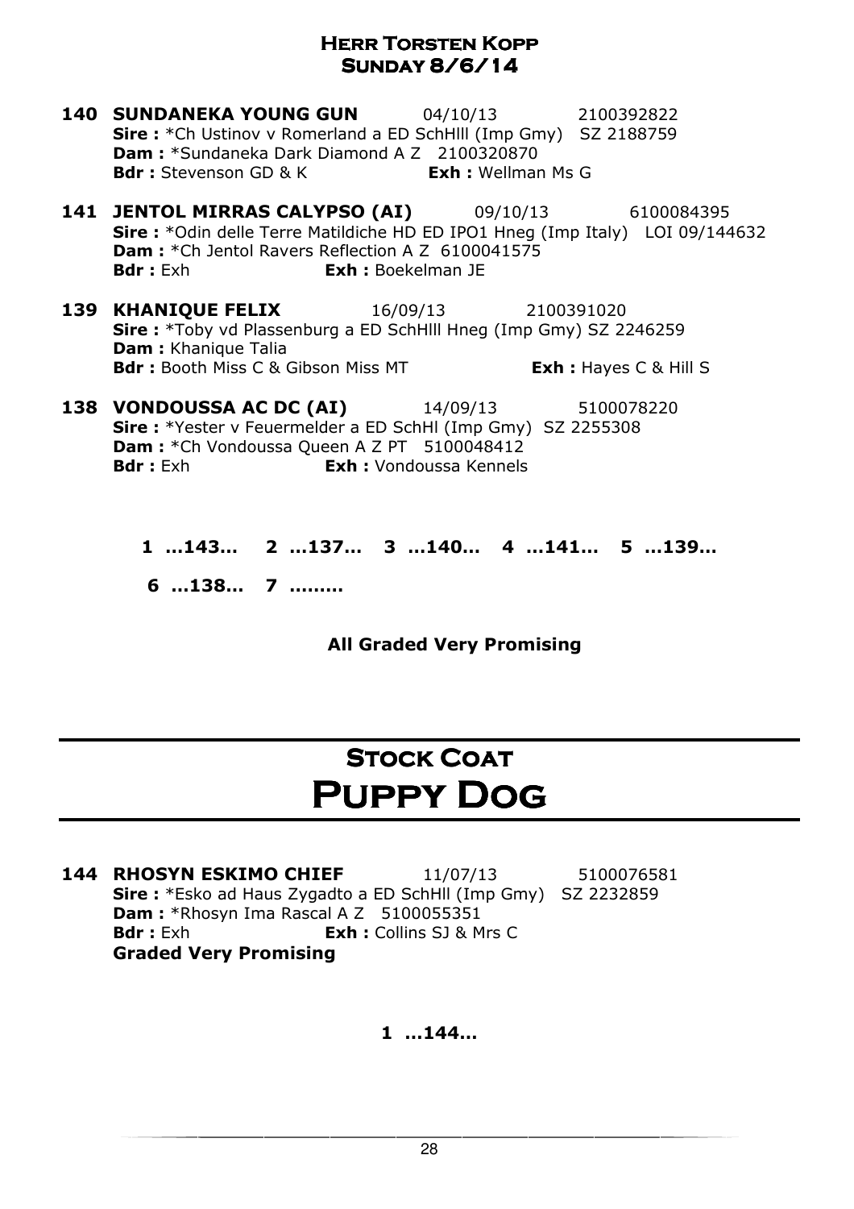**Herr Torsten Kopp**
**Sunday 8/6/14**

**140 SUNDANEKA YOUNG GUN** 04/10/13 2100392822
**Sire :** *Ch Ustinov v Romerland a ED SchHlll (Imp Gmy) SZ 2188759
**Dam :** *Sundaneka Dark Diamond A Z 2100320870
**Bdr :** Stevenson GD & K **Exh :** Wellman Ms G

**141 JENTOL MIRRAS CALYPSO (AI)** 09/10/13 6100084395
**Sire :** *Odin delle Terre Matildiche HD ED IPO1 Hneg (Imp Italy) LOI 09/144632
**Dam :** *Ch Jentol Ravers Reflection A Z 6100041575
**Bdr :** Exh **Exh :** Boekelman JE

**139 KHANIQUE FELIX** 16/09/13 2100391020
**Sire :** *Toby vd Plassenburg a ED SchHlll Hneg (Imp Gmy) SZ 2246259
**Dam :** Khanique Talia
**Bdr :** Booth Miss C & Gibson Miss MT **Exh :** Hayes C & Hill S

**138 VONDOUSSA AC DC (AI)** 14/09/13 5100078220
**Sire :** *Yester v Feuermelder a ED SchHl (Imp Gmy) SZ 2255308
**Dam :** *Ch Vondoussa Queen A Z PT 5100048412
**Bdr :** Exh **Exh :** Vondoussa Kennels

**1 …143… 2 …137… 3 …140… 4 …141… 5 …139…**

**6 …138… 7 ………**

**All Graded Very Promising**

## Stock Coat

# Puppy Dog

**144 RHOSYN ESKIMO CHIEF** 11/07/13 5100076581
**Sire :** *Esko ad Haus Zygadto a ED SchHll (Imp Gmy) SZ 2232859
**Dam :** *Rhosyn Ima Rascal A Z 5100055351
**Bdr :** Exh **Exh :** Collins SJ & Mrs C
**Graded Very Promising**

**1 …144…**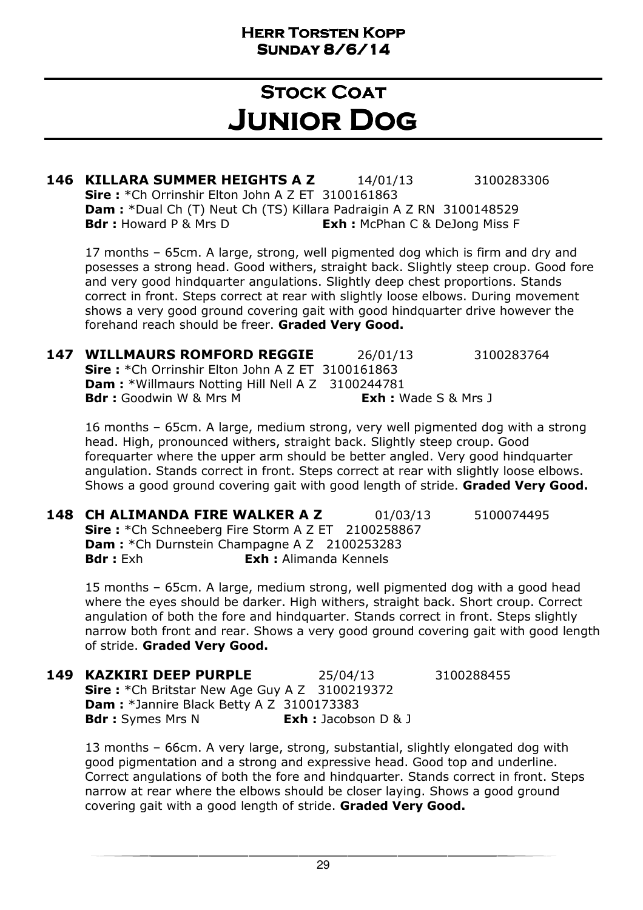# Stock Coat

# Junior Dog

**146 KILLARA SUMMER HEIGHTS A Z** 14/01/13 3100283306
**Sire :** *Ch Orrinshir Elton John A Z ET 3100161863
**Dam :** *Dual Ch (T) Neut Ch (TS) Killara Padraigin A Z RN 3100148529
**Bdr :** Howard P & Mrs D **Exh :** McPhan C & DeJong Miss F

17 months – 65cm. A large, strong, well pigmented dog which is firm and dry and posesses a strong head. Good withers, straight back. Slightly steep croup. Good fore and very good hindquarter angulations. Slightly deep chest proportions. Stands correct in front. Steps correct at rear with slightly loose elbows. During movement shows a very good ground covering gait with good hindquarter drive however the forehand reach should be freer. **Graded Very Good.**

**147 WILLMAURS ROMFORD REGGIE** 26/01/13 3100283764
**Sire :** *Ch Orrinshir Elton John A Z ET 3100161863
**Dam :** *Willmaurs Notting Hill Nell A Z 3100244781
**Bdr :** Goodwin W & Mrs M **Exh :** Wade S & Mrs J

16 months – 65cm. A large, medium strong, very well pigmented dog with a strong head. High, pronounced withers, straight back. Slightly steep croup. Good forequarter where the upper arm should be better angled. Very good hindquarter angulation. Stands correct in front. Steps correct at rear with slightly loose elbows. Shows a good ground covering gait with good length of stride. **Graded Very Good.**

**148 CH ALIMANDA FIRE WALKER A Z** 01/03/13 5100074495
**Sire :** *Ch Schneeberg Fire Storm A Z ET 2100258867
**Dam :** *Ch Durnstein Champagne A Z 2100253283
**Bdr :** Exh **Exh :** Alimanda Kennels

15 months – 65cm. A large, medium strong, well pigmented dog with a good head where the eyes should be darker. High withers, straight back. Short croup. Correct angulation of both the fore and hindquarter. Stands correct in front. Steps slightly narrow both front and rear. Shows a very good ground covering gait with good length of stride. **Graded Very Good.**

**149 KAZKIRI DEEP PURPLE** 25/04/13 3100288455
**Sire :** *Ch Britstar New Age Guy A Z 3100219372
**Dam :** *Jannire Black Betty A Z 3100173383
**Bdr :** Symes Mrs N **Exh :** Jacobson D & J

13 months – 66cm. A very large, strong, substantial, slightly elongated dog with good pigmentation and a strong and expressive head. Good top and underline. Correct angulations of both the fore and hindquarter. Stands correct in front. Steps narrow at rear where the elbows should be closer laying. Shows a good ground covering gait with a good length of stride. **Graded Very Good.**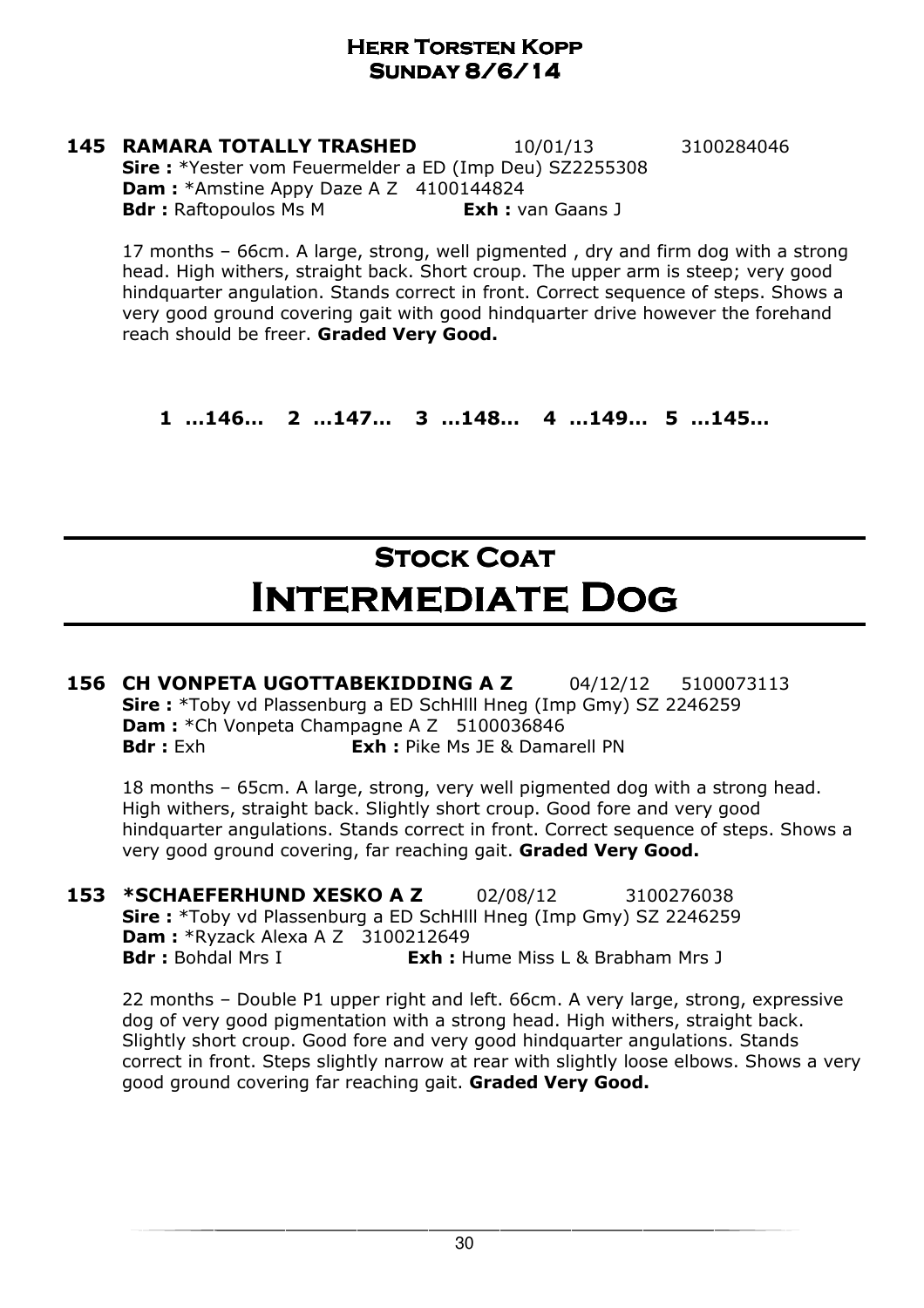## Herr Torsten Kopp
## Sunday 8/6/14

**145 RAMARA TOTALLY TRASHED** 10/01/13 3100284046
**Sire :** *Yester vom Feuermelder a ED (Imp Deu) SZ2255308
**Dam :** *Amstine Appy Daze A Z 4100144824
**Bdr :** Raftopoulos Ms M **Exh :** van Gaans J

17 months – 66cm. A large, strong, well pigmented , dry and firm dog with a strong head. High withers, straight back. Short croup. The upper arm is steep; very good hindquarter angulation. Stands correct in front. Correct sequence of steps. Shows a very good ground covering gait with good hindquarter drive however the forehand reach should be freer. **Graded Very Good.**

**1 …146… 2 …147… 3 …148… 4 …149… 5 …145…**

# Stock Coat
# Intermediate Dog

**156 CH VONPETA UGOTTABEKIDDING A Z** 04/12/12 5100073113
**Sire :** *Toby vd Plassenburg a ED SchHlll Hneg (Imp Gmy) SZ 2246259
**Dam :** *Ch Vonpeta Champagne A Z 5100036846
**Bdr :** Exh **Exh :** Pike Ms JE & Damarell PN

18 months – 65cm. A large, strong, very well pigmented dog with a strong head. High withers, straight back. Slightly short croup. Good fore and very good hindquarter angulations. Stands correct in front. Correct sequence of steps. Shows a very good ground covering, far reaching gait. **Graded Very Good.**

**153 *SCHAEFERHUND XESKO A Z** 02/08/12 3100276038
**Sire :** *Toby vd Plassenburg a ED SchHlll Hneg (Imp Gmy) SZ 2246259
**Dam :** *Ryzack Alexa A Z 3100212649
**Bdr :** Bohdal Mrs I **Exh :** Hume Miss L & Brabham Mrs J

22 months – Double P1 upper right and left. 66cm. A very large, strong, expressive dog of very good pigmentation with a strong head. High withers, straight back. Slightly short croup. Good fore and very good hindquarter angulations. Stands correct in front. Steps slightly narrow at rear with slightly loose elbows. Shows a very good ground covering far reaching gait. **Graded Very Good.**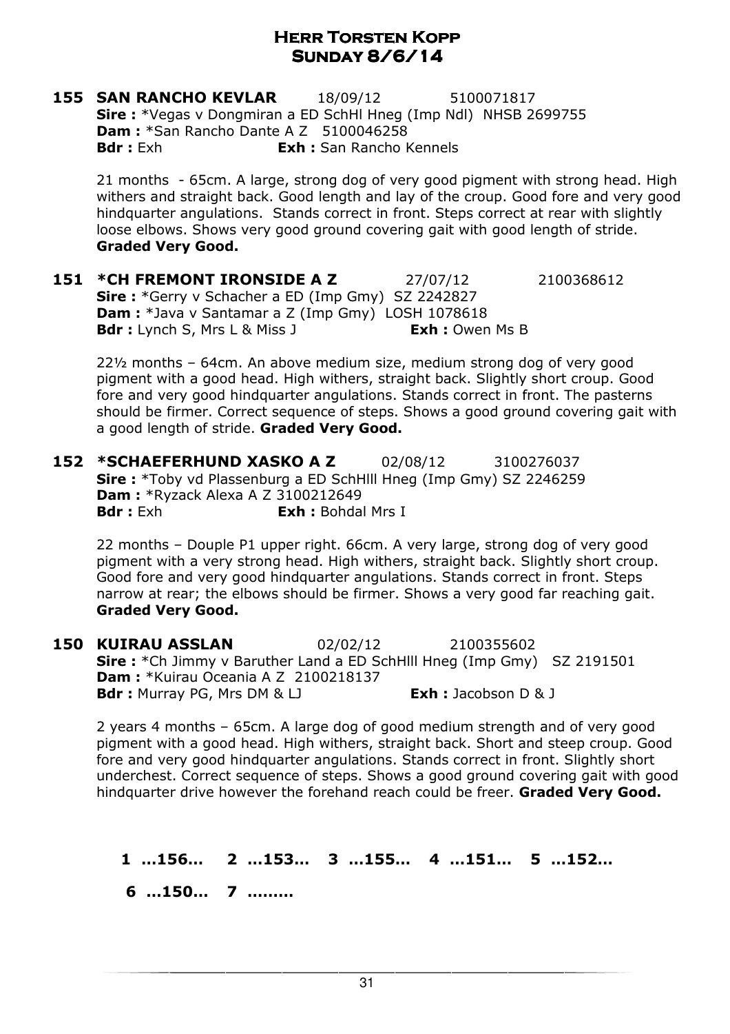# Herr Torsten Kopp
## Sunday 8/6/14

**155 SAN RANCHO KEVLAR** 18/09/12 5100071817
**Sire :** *Vegas v Dongmiran a ED SchHl Hneg (Imp Ndl) NHSB 2699755
**Dam :** *San Rancho Dante A Z 5100046258
**Bdr :** Exh **Exh :** San Rancho Kennels

21 months - 65cm. A large, strong dog of very good pigment with strong head. High withers and straight back. Good length and lay of the croup. Good fore and very good hindquarter angulations. Stands correct in front. Steps correct at rear with slightly loose elbows. Shows very good ground covering gait with good length of stride. **Graded Very Good.**

**151 *CH FREMONT IRONSIDE A Z** 27/07/12 2100368612
**Sire :** *Gerry v Schacher a ED (Imp Gmy) SZ 2242827
**Dam :** *Java v Santamar a Z (Imp Gmy) LOSH 1078618
**Bdr :** Lynch S, Mrs L & Miss J **Exh :** Owen Ms B

22½ months – 64cm. An above medium size, medium strong dog of very good pigment with a good head. High withers, straight back. Slightly short croup. Good fore and very good hindquarter angulations. Stands correct in front. The pasterns should be firmer. Correct sequence of steps. Shows a good ground covering gait with a good length of stride. **Graded Very Good.**

**152 *SCHAEFERHUND XASKO A Z** 02/08/12 3100276037
**Sire :** *Toby vd Plassenburg a ED SchHlll Hneg (Imp Gmy) SZ 2246259
**Dam :** *Ryzack Alexa A Z 3100212649
**Bdr :** Exh **Exh :** Bohdal Mrs I

22 months – Douple P1 upper right. 66cm. A very large, strong dog of very good pigment with a very strong head. High withers, straight back. Slightly short croup. Good fore and very good hindquarter angulations. Stands correct in front. Steps narrow at rear; the elbows should be firmer. Shows a very good far reaching gait. **Graded Very Good.**

**150 KUIRAU ASSLAN** 02/02/12 2100355602
**Sire :** *Ch Jimmy v Baruther Land a ED SchHlll Hneg (Imp Gmy) SZ 2191501
**Dam :** *Kuirau Oceania A Z 2100218137
**Bdr :** Murray PG, Mrs DM & LJ **Exh :** Jacobson D & J

2 years 4 months – 65cm. A large dog of good medium strength and of very good pigment with a good head. High withers, straight back. Short and steep croup. Good fore and very good hindquarter angulations. Stands correct in front. Slightly short underchest. Correct sequence of steps. Shows a good ground covering gait with good hindquarter drive however the forehand reach could be freer. **Graded Very Good.**

**1 …156… 2 …153… 3 …155… 4 …151… 5 …152…**

**6 …150… 7 ………**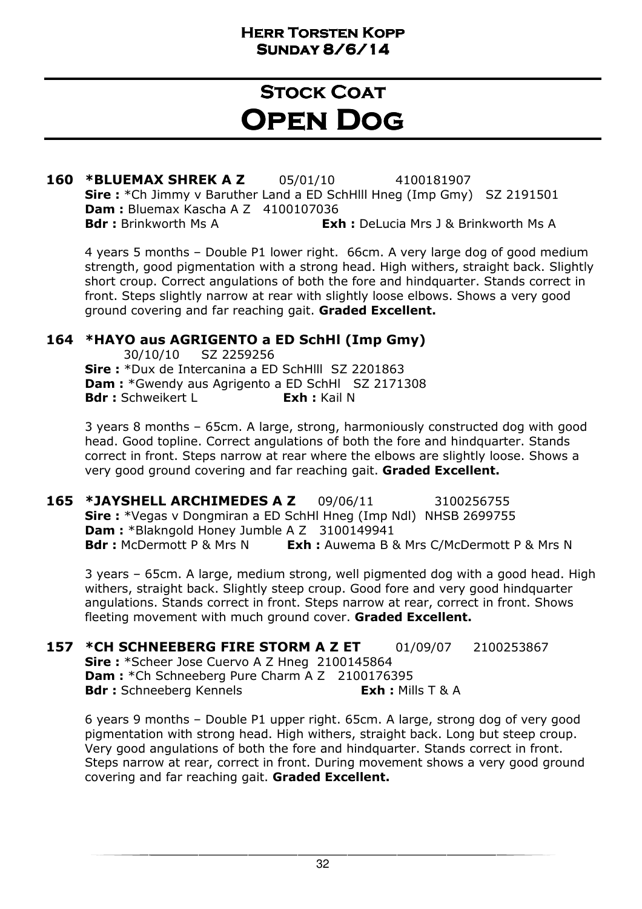# Stock Coat

# Open Dog

**160 *BLUEMAX SHREK A Z** 05/01/10 4100181907
**Sire :** *Ch Jimmy v Baruther Land a ED SchHlll Hneg (Imp Gmy) SZ 2191501
**Dam :** Bluemax Kascha A Z 4100107036
**Bdr :** Brinkworth Ms A **Exh :** DeLucia Mrs J & Brinkworth Ms A

4 years 5 months – Double P1 lower right. 66cm. A very large dog of good medium strength, good pigmentation with a strong head. High withers, straight back. Slightly short croup. Correct angulations of both the fore and hindquarter. Stands correct in front. Steps slightly narrow at rear with slightly loose elbows. Shows a very good ground covering and far reaching gait. **Graded Excellent.**

**164 *HAYO aus AGRIGENTO a ED SchHl (Imp Gmy)**
30/10/10 SZ 2259256
**Sire :** *Dux de Intercanina a ED SchHlll SZ 2201863
**Dam :** *Gwendy aus Agrigento a ED SchHl SZ 2171308
**Bdr :** Schweikert L **Exh :** Kail N

3 years 8 months – 65cm. A large, strong, harmoniously constructed dog with good head. Good topline. Correct angulations of both the fore and hindquarter. Stands correct in front. Steps narrow at rear where the elbows are slightly loose. Shows a very good ground covering and far reaching gait. **Graded Excellent.**

**165 *JAYSHELL ARCHIMEDES A Z** 09/06/11 3100256755
**Sire :** *Vegas v Dongmiran a ED SchHl Hneg (Imp Ndl) NHSB 2699755
**Dam :** *Blakngold Honey Jumble A Z 3100149941
**Bdr :** McDermott P & Mrs N **Exh :** Auwema B & Mrs C/McDermott P & Mrs N

3 years – 65cm. A large, medium strong, well pigmented dog with a good head. High withers, straight back. Slightly steep croup. Good fore and very good hindquarter angulations. Stands correct in front. Steps narrow at rear, correct in front. Shows fleeting movement with much ground cover. **Graded Excellent.**

**157 *CH SCHNEEBERG FIRE STORM A Z ET** 01/09/07 2100253867
**Sire :** *Scheer Jose Cuervo A Z Hneg 2100145864
**Dam :** *Ch Schneeberg Pure Charm A Z 2100176395
**Bdr :** Schneeberg Kennels **Exh :** Mills T & A

6 years 9 months – Double P1 upper right. 65cm. A large, strong dog of very good pigmentation with strong head. High withers, straight back. Long but steep croup. Very good angulations of both the fore and hindquarter. Stands correct in front. Steps narrow at rear, correct in front. During movement shows a very good ground covering and far reaching gait. **Graded Excellent.**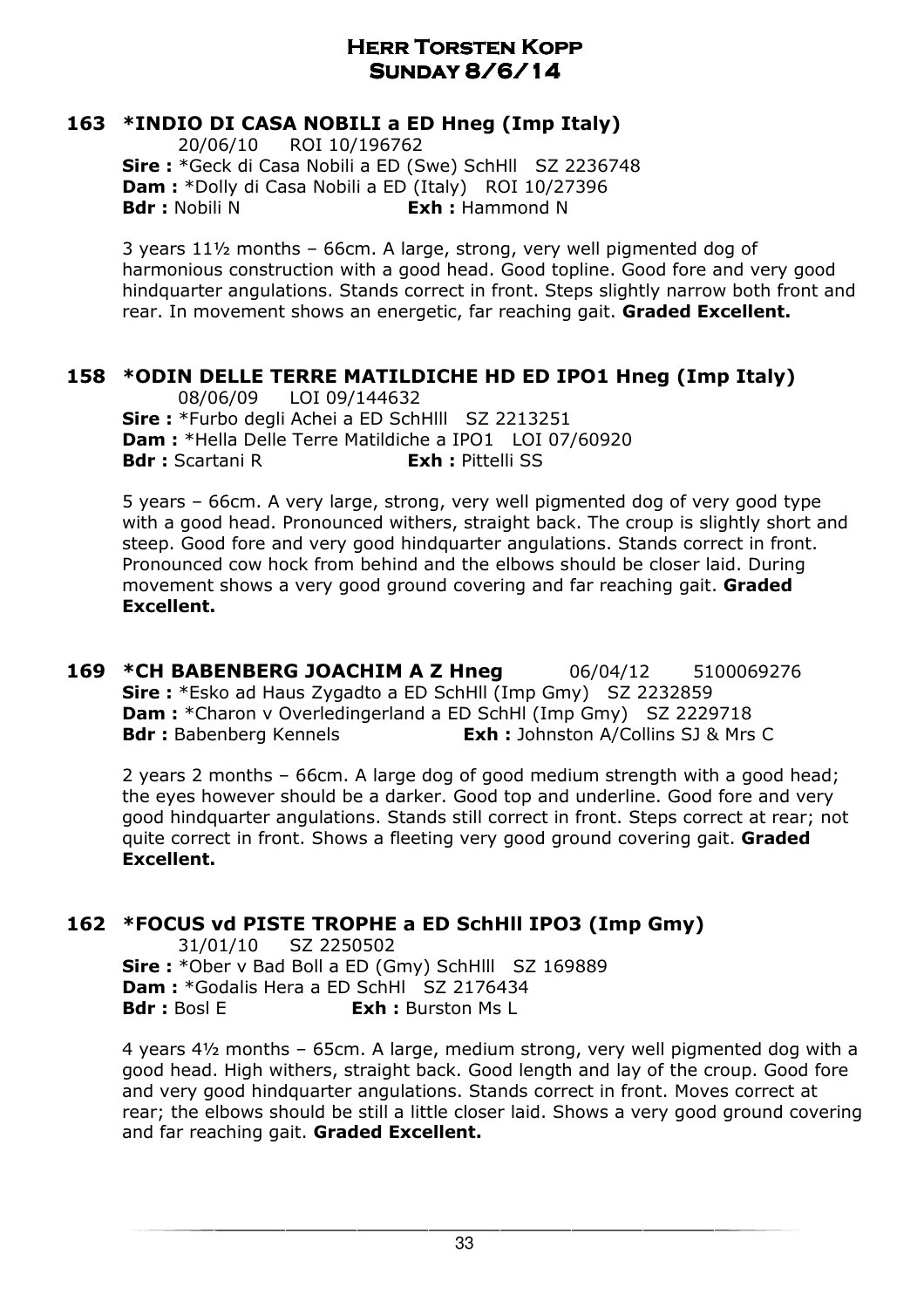# Herr Torsten Kopp
## Sunday 8/6/14

### 163 *INDIO DI CASA NOBILI a ED Hneg (Imp Italy)

20/06/10 ROI 10/196762
**Sire :** *Geck di Casa Nobili a ED (Swe) SchHll SZ 2236748
**Dam :** *Dolly di Casa Nobili a ED (Italy) ROI 10/27396
**Bdr :** Nobili N **Exh :** Hammond N

3 years 11½ months – 66cm. A large, strong, very well pigmented dog of harmonious construction with a good head. Good topline. Good fore and very good hindquarter angulations. Stands correct in front. Steps slightly narrow both front and rear. In movement shows an energetic, far reaching gait. **Graded Excellent.**

### 158 *ODIN DELLE TERRE MATILDICHE HD ED IPO1 Hneg (Imp Italy)

08/06/09 LOI 09/144632
**Sire :** *Furbo degli Achei a ED SchHlll SZ 2213251
**Dam :** *Hella Delle Terre Matildiche a IPO1 LOI 07/60920
**Bdr :** Scartani R **Exh :** Pittelli SS

5 years – 66cm. A very large, strong, very well pigmented dog of very good type with a good head. Pronounced withers, straight back. The croup is slightly short and steep. Good fore and very good hindquarter angulations. Stands correct in front. Pronounced cow hock from behind and the elbows should be closer laid. During movement shows a very good ground covering and far reaching gait. **Graded Excellent.**

### 169 *CH BABENBERG JOACHIM A Z Hneg 06/04/12 5100069276

**Sire :** *Esko ad Haus Zygadto a ED SchHll (Imp Gmy) SZ 2232859
**Dam :** *Charon v Overledingerland a ED SchHl (Imp Gmy) SZ 2229718
**Bdr :** Babenberg Kennels **Exh :** Johnston A/Collins SJ & Mrs C

2 years 2 months – 66cm. A large dog of good medium strength with a good head; the eyes however should be a darker. Good top and underline. Good fore and very good hindquarter angulations. Stands still correct in front. Steps correct at rear; not quite correct in front. Shows a fleeting very good ground covering gait. **Graded Excellent.**

### 162 *FOCUS vd PISTE TROPHE a ED SchHll IPO3 (Imp Gmy)

31/01/10 SZ 2250502
**Sire :** *Ober v Bad Boll a ED (Gmy) SchHlll SZ 169889
**Dam :** *Godalis Hera a ED SchHl SZ 2176434
**Bdr :** Bosl E **Exh :** Burston Ms L

4 years 4½ months – 65cm. A large, medium strong, very well pigmented dog with a good head. High withers, straight back. Good length and lay of the croup. Good fore and very good hindquarter angulations. Stands correct in front. Moves correct at rear; the elbows should be still a little closer laid. Shows a very good ground covering and far reaching gait. **Graded Excellent.**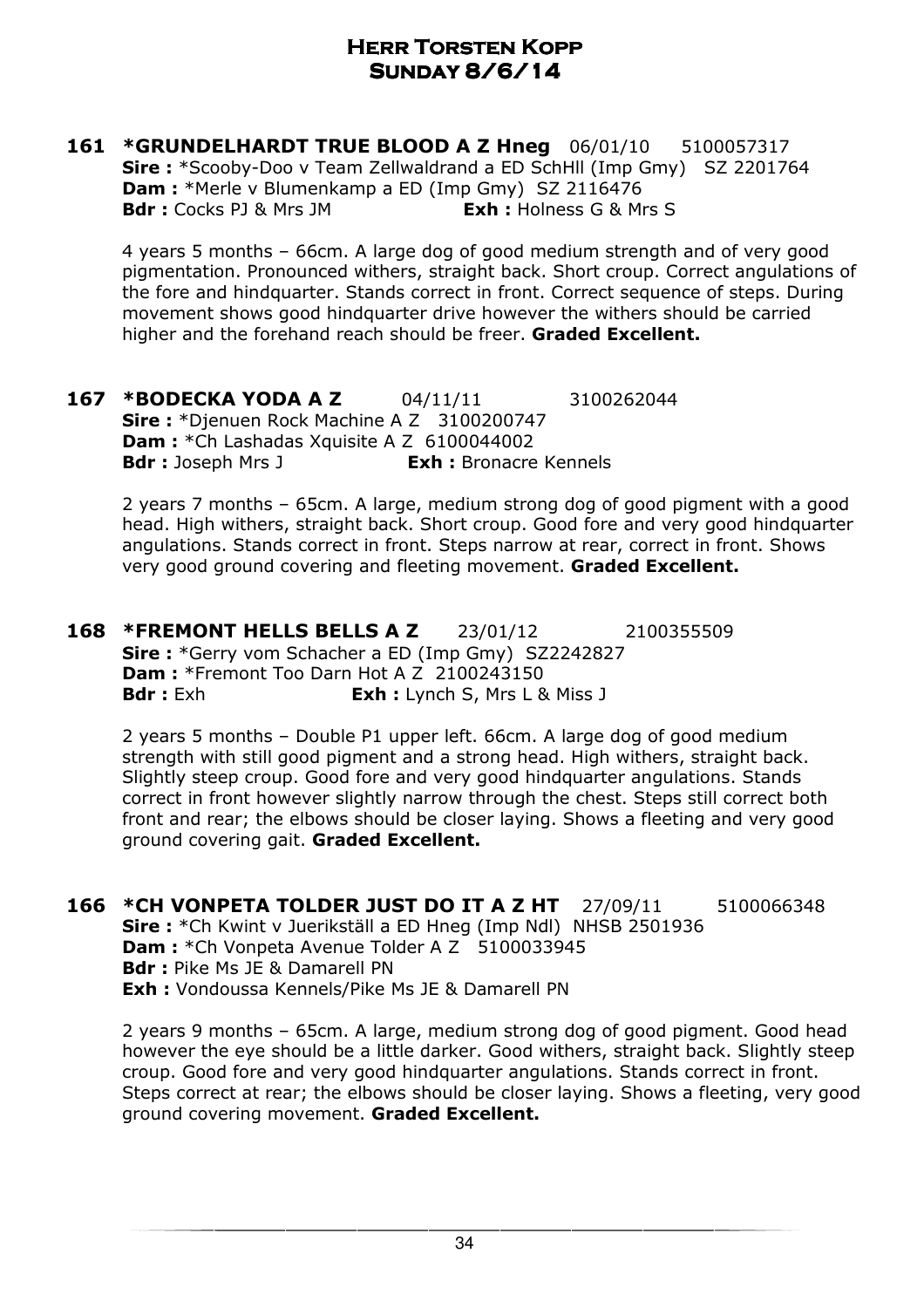# Herr Torsten Kopp
## Sunday 8/6/14

**161 *GRUNDELHARDT TRUE BLOOD A Z Hneg** 06/01/10 5100057317
**Sire :** *Scooby-Doo v Team Zellwaldrand a ED SchHll (Imp Gmy) SZ 2201764
**Dam :** *Merle v Blumenkamp a ED (Imp Gmy) SZ 2116476
**Bdr :** Cocks PJ & Mrs JM **Exh :** Holness G & Mrs S

4 years 5 months – 66cm. A large dog of good medium strength and of very good pigmentation. Pronounced withers, straight back. Short croup. Correct angulations of the fore and hindquarter. Stands correct in front. Correct sequence of steps. During movement shows good hindquarter drive however the withers should be carried higher and the forehand reach should be freer. **Graded Excellent.**

**167 *BODECKA YODA A Z** 04/11/11 3100262044
**Sire :** *Djenuen Rock Machine A Z 3100200747
**Dam :** *Ch Lashadas Xquisite A Z 6100044002
**Bdr :** Joseph Mrs J **Exh :** Bronacre Kennels

2 years 7 months – 65cm. A large, medium strong dog of good pigment with a good head. High withers, straight back. Short croup. Good fore and very good hindquarter angulations. Stands correct in front. Steps narrow at rear, correct in front. Shows very good ground covering and fleeting movement. **Graded Excellent.**

**168 *FREMONT HELLS BELLS A Z** 23/01/12 2100355509
**Sire :** *Gerry vom Schacher a ED (Imp Gmy) SZ2242827
**Dam :** *Fremont Too Darn Hot A Z 2100243150
**Bdr :** Exh **Exh :** Lynch S, Mrs L & Miss J

2 years 5 months – Double P1 upper left. 66cm. A large dog of good medium strength with still good pigment and a strong head. High withers, straight back. Slightly steep croup. Good fore and very good hindquarter angulations. Stands correct in front however slightly narrow through the chest. Steps still correct both front and rear; the elbows should be closer laying. Shows a fleeting and very good ground covering gait. **Graded Excellent.**

**166 *CH VONPETA TOLDER JUST DO IT A Z HT** 27/09/11 5100066348
**Sire :** *Ch Kwint v Juerikställ a ED Hneg (Imp Ndl) NHSB 2501936
**Dam :** *Ch Vonpeta Avenue Tolder A Z 5100033945
**Bdr :** Pike Ms JE & Damarell PN
**Exh :** Vondoussa Kennels/Pike Ms JE & Damarell PN

2 years 9 months – 65cm. A large, medium strong dog of good pigment. Good head however the eye should be a little darker. Good withers, straight back. Slightly steep croup. Good fore and very good hindquarter angulations. Stands correct in front. Steps correct at rear; the elbows should be closer laying. Shows a fleeting, very good ground covering movement. **Graded Excellent.**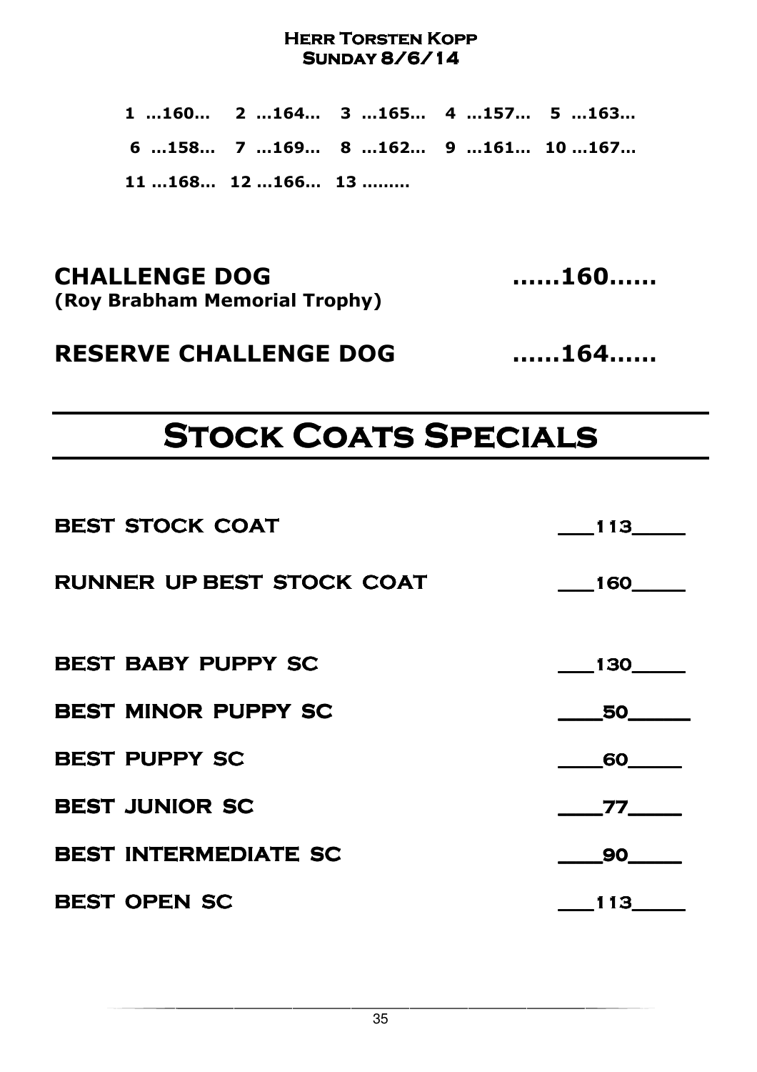**Herr Torsten Kopp**
**Sunday 8/6/14**

1 …160… 2 …164… 3 …165… 4 …157… 5 …163…

6 …158… 7 …169… 8 …162… 9 …161… 10 …167…

11 …168… 12 …166… 13 ………

**CHALLENGE DOG** ……160……
**(Roy Brabham Memorial Trophy)**

**RESERVE CHALLENGE DOG** ……164……

# Stock Coats Specials

**BEST STOCK COAT** ___113_____

**RUNNER UP BEST STOCK COAT** ___160_____

**BEST BABY PUPPY SC** ___130_____

**BEST MINOR PUPPY SC** ____50_____

**BEST PUPPY SC** ____60_____

**BEST JUNIOR SC** ____77_____

**BEST INTERMEDIATE SC** ____90_____

**BEST OPEN SC** ___113_____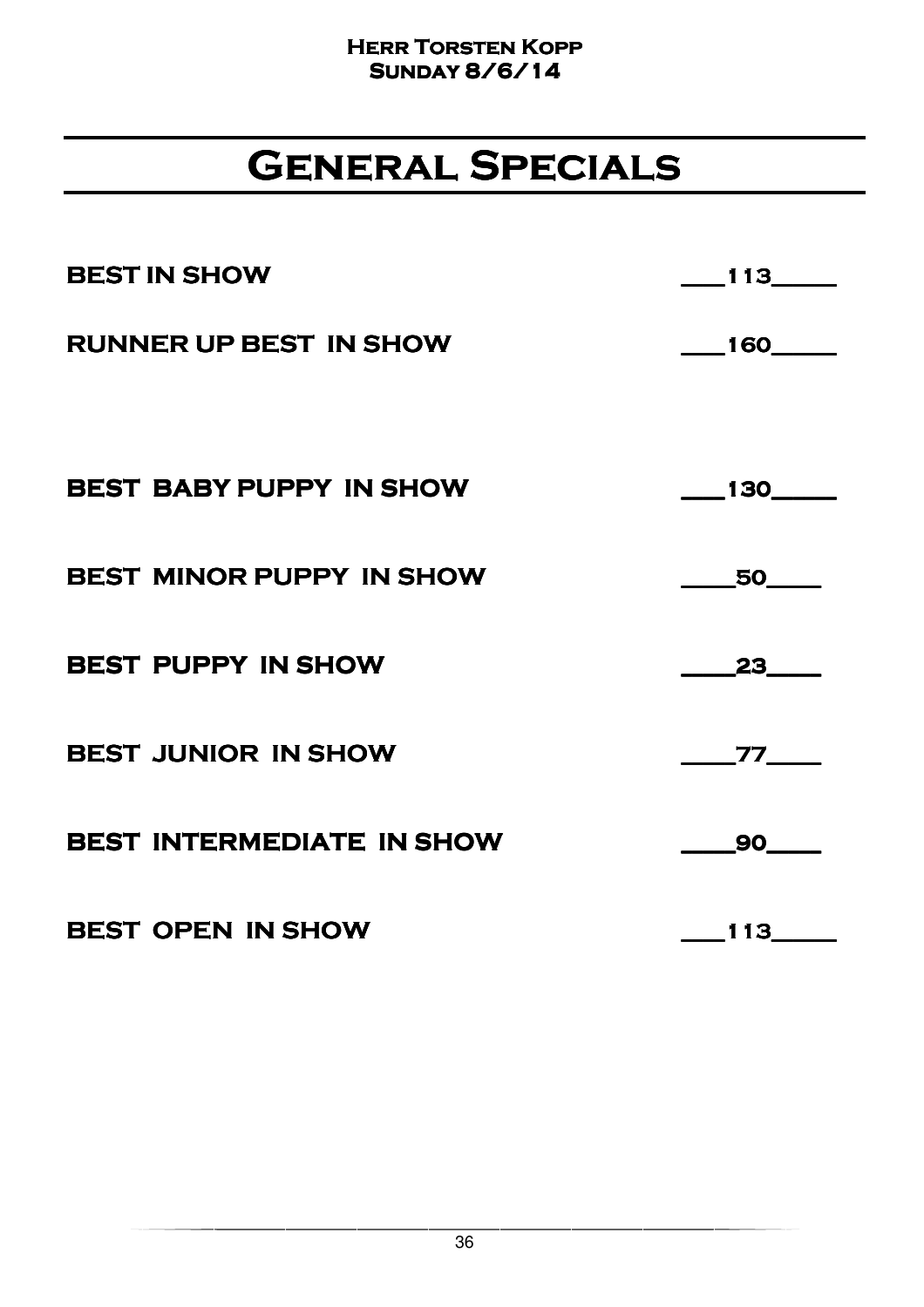**Herr Torsten Kopp**
**Sunday 8/6/14**

# General Specials

| | |
|---|---|
| **BEST IN SHOW** | 113 |
| **RUNNER UP BEST IN SHOW** | 160 |
| **BEST BABY PUPPY IN SHOW** | 130 |
| **BEST MINOR PUPPY IN SHOW** | 50 |
| **BEST PUPPY IN SHOW** | 23 |
| **BEST JUNIOR IN SHOW** | 77 |
| **BEST INTERMEDIATE IN SHOW** | 90 |
| **BEST OPEN IN SHOW** | 113 |